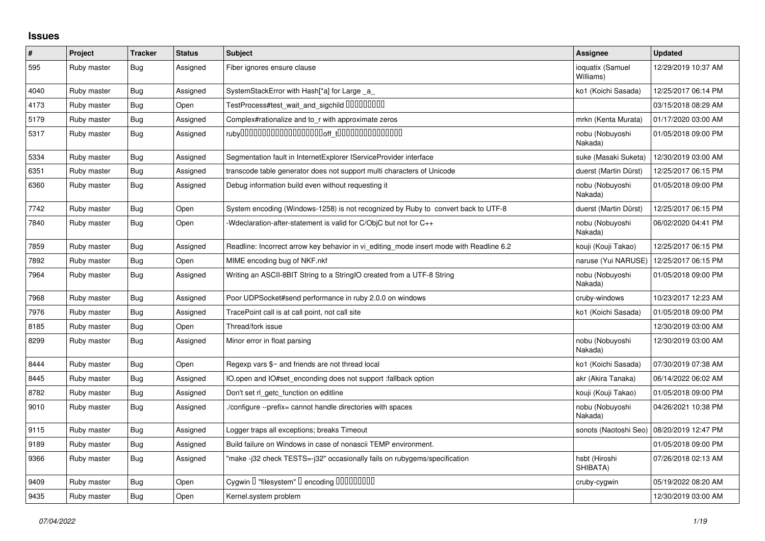## Issues

| # | Project | Tracker | Status | Subject | Assignee | Updated |
|---|---|---|---|---|---|---|
| 595 | Ruby master | Bug | Assigned | Fiber ignores ensure clause | ioquatix (Samuel Williams) | 12/29/2019 10:37 AM |
| 4040 | Ruby master | Bug | Assigned | SystemStackError with Hash[*a] for Large _a_ | ko1 (Koichi Sasada) | 12/25/2017 06:14 PM |
| 4173 | Ruby master | Bug | Open | TestProcess#test_wait_and_sigchild □□□□□□□□□ | | 03/15/2018 08:29 AM |
| 5179 | Ruby master | Bug | Assigned | Complex#rationalize and to_r with approximate zeros | mrkn (Kenta Murata) | 01/17/2020 03:00 AM |
| 5317 | Ruby master | Bug | Assigned | ruby□□□□□□□□□□□□□□□□□□□off_t□□□□□□□□□□□□□□□ | nobu (Nobuyoshi Nakada) | 01/05/2018 09:00 PM |
| 5334 | Ruby master | Bug | Assigned | Segmentation fault in InternetExplorer IServiceProvider interface | suke (Masaki Suketa) | 12/30/2019 03:00 AM |
| 6351 | Ruby master | Bug | Assigned | transcode table generator does not support multi characters of Unicode | duerst (Martin Dürst) | 12/25/2017 06:15 PM |
| 6360 | Ruby master | Bug | Assigned | Debug information build even without requesting it | nobu (Nobuyoshi Nakada) | 01/05/2018 09:00 PM |
| 7742 | Ruby master | Bug | Open | System encoding (Windows-1258) is not recognized by Ruby to convert back to UTF-8 | duerst (Martin Dürst) | 12/25/2017 06:15 PM |
| 7840 | Ruby master | Bug | Open | -Wdeclaration-after-statement is valid for C/ObjC but not for C++ | nobu (Nobuyoshi Nakada) | 06/02/2020 04:41 PM |
| 7859 | Ruby master | Bug | Assigned | Readline: Incorrect arrow key behavior in vi_editing_mode insert mode with Readline 6.2 | kouji (Kouji Takao) | 12/25/2017 06:15 PM |
| 7892 | Ruby master | Bug | Open | MIME encoding bug of NKF.nkf | naruse (Yui NARUSE) | 12/25/2017 06:15 PM |
| 7964 | Ruby master | Bug | Assigned | Writing an ASCII-8BIT String to a StringIO created from a UTF-8 String | nobu (Nobuyoshi Nakada) | 01/05/2018 09:00 PM |
| 7968 | Ruby master | Bug | Assigned | Poor UDPSocket#send performance in ruby 2.0.0 on windows | cruby-windows | 10/23/2017 12:23 AM |
| 7976 | Ruby master | Bug | Assigned | TracePoint call is at call point, not call site | ko1 (Koichi Sasada) | 01/05/2018 09:00 PM |
| 8185 | Ruby master | Bug | Open | Thread/fork issue | | 12/30/2019 03:00 AM |
| 8299 | Ruby master | Bug | Assigned | Minor error in float parsing | nobu (Nobuyoshi Nakada) | 12/30/2019 03:00 AM |
| 8444 | Ruby master | Bug | Open | Regexp vars $~ and friends are not thread local | ko1 (Koichi Sasada) | 07/30/2019 07:38 AM |
| 8445 | Ruby master | Bug | Assigned | IO.open and IO#set_enconding does not support :fallback option | akr (Akira Tanaka) | 06/14/2022 06:02 AM |
| 8782 | Ruby master | Bug | Assigned | Don't set rl_getc_function on editline | kouji (Kouji Takao) | 01/05/2018 09:00 PM |
| 9010 | Ruby master | Bug | Assigned | ./configure --prefix= cannot handle directories with spaces | nobu (Nobuyoshi Nakada) | 04/26/2021 10:38 PM |
| 9115 | Ruby master | Bug | Assigned | Logger traps all exceptions; breaks Timeout | sonots (Naotoshi Seo) | 08/20/2019 12:47 PM |
| 9189 | Ruby master | Bug | Assigned | Build failure on Windows in case of nonascii TEMP environment. | | 01/05/2018 09:00 PM |
| 9366 | Ruby master | Bug | Assigned | "make -j32 check TESTS=-j32" occasionally fails on rubygems/specification | hsbt (Hiroshi SHIBATA) | 07/26/2018 02:13 AM |
| 9409 | Ruby master | Bug | Open | Cygwin □ "filesystem" □ encoding □□□□□□□□□ | cruby-cygwin | 05/19/2022 08:20 AM |
| 9435 | Ruby master | Bug | Open | Kernel.system problem | | 12/30/2019 03:00 AM |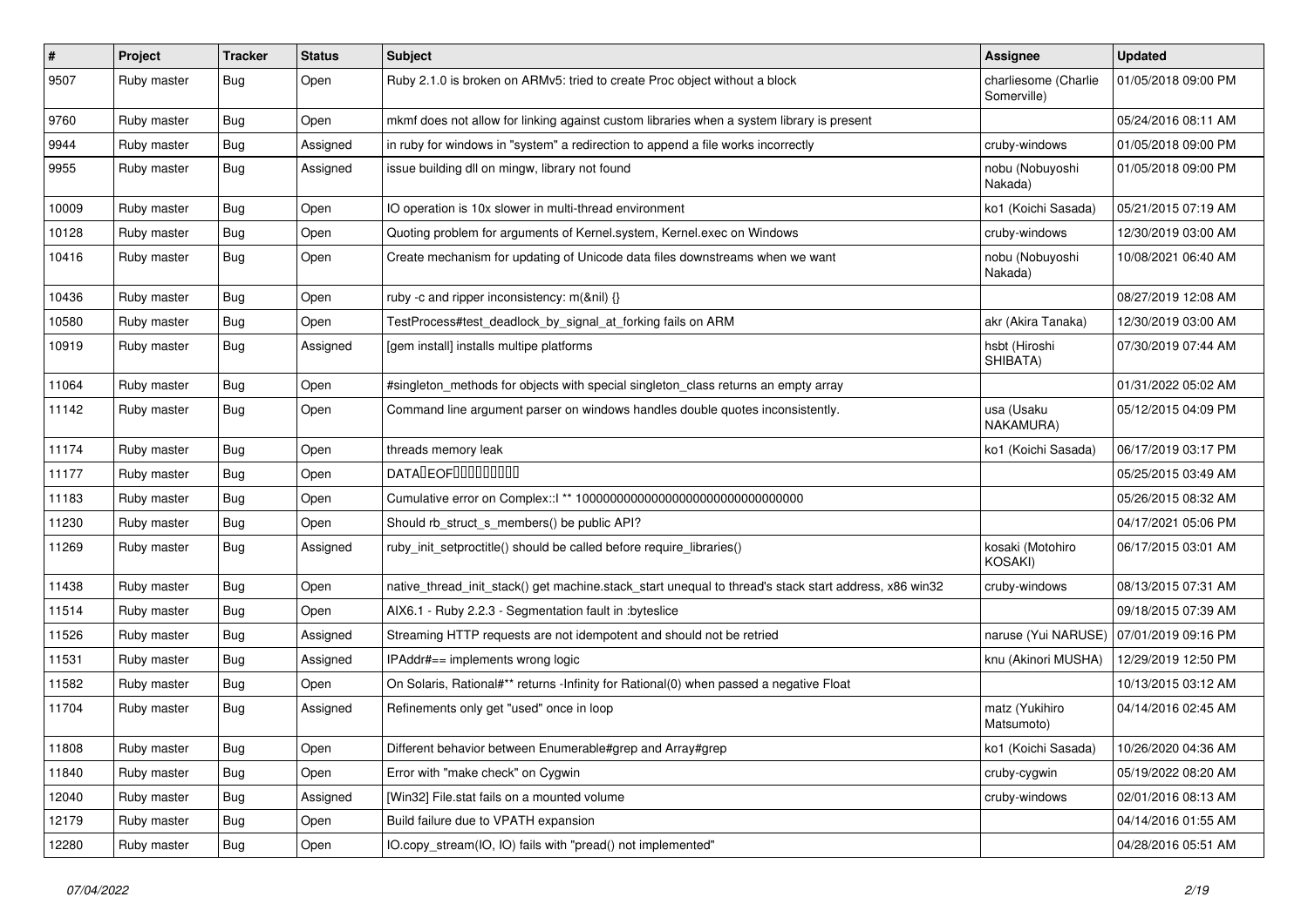| # | Project | Tracker | Status | Subject | Assignee | Updated |
|---|---|---|---|---|---|---|
| 9507 | Ruby master | Bug | Open | Ruby 2.1.0 is broken on ARMv5: tried to create Proc object without a block | charliesome (Charlie Somerville) | 01/05/2018 09:00 PM |
| 9760 | Ruby master | Bug | Open | mkmf does not allow for linking against custom libraries when a system library is present | | 05/24/2016 08:11 AM |
| 9944 | Ruby master | Bug | Assigned | in ruby for windows in "system" a redirection to append a file works incorrectly | cruby-windows | 01/05/2018 09:00 PM |
| 9955 | Ruby master | Bug | Assigned | issue building dll on mingw, library not found | nobu (Nobuyoshi Nakada) | 01/05/2018 09:00 PM |
| 10009 | Ruby master | Bug | Open | IO operation is 10x slower in multi-thread environment | ko1 (Koichi Sasada) | 05/21/2015 07:19 AM |
| 10128 | Ruby master | Bug | Open | Quoting problem for arguments of Kernel.system, Kernel.exec on Windows | cruby-windows | 12/30/2019 03:00 AM |
| 10416 | Ruby master | Bug | Open | Create mechanism for updating of Unicode data files downstreams when we want | nobu (Nobuyoshi Nakada) | 10/08/2021 06:40 AM |
| 10436 | Ruby master | Bug | Open | ruby -c and ripper inconsistency: m(&nil) {} | | 08/27/2019 12:08 AM |
| 10580 | Ruby master | Bug | Open | TestProcess#test_deadlock_by_signal_at_forking fails on ARM | akr (Akira Tanaka) | 12/30/2019 03:00 AM |
| 10919 | Ruby master | Bug | Assigned | [gem install] installs multipe platforms | hsbt (Hiroshi SHIBATA) | 07/30/2019 07:44 AM |
| 11064 | Ruby master | Bug | Open | #singleton_methods for objects with special singleton_class returns an empty array | | 01/31/2022 05:02 AM |
| 11142 | Ruby master | Bug | Open | Command line argument parser on windows handles double quotes inconsistently. | usa (Usaku NAKAMURA) | 05/12/2015 04:09 PM |
| 11174 | Ruby master | Bug | Open | threads memory leak | ko1 (Koichi Sasada) | 06/17/2019 03:17 PM |
| 11177 | Ruby master | Bug | Open | DATA□EOF□□□□□□□□□ | | 05/25/2015 03:49 AM |
| 11183 | Ruby master | Bug | Open | Cumulative error on Complex::I ** 100000000000000000000000000000000 | | 05/26/2015 08:32 AM |
| 11230 | Ruby master | Bug | Open | Should rb_struct_s_members() be public API? | | 04/17/2021 05:06 PM |
| 11269 | Ruby master | Bug | Assigned | ruby_init_setproctitle() should be called before require_libraries() | kosaki (Motohiro KOSAKI) | 06/17/2015 03:01 AM |
| 11438 | Ruby master | Bug | Open | native_thread_init_stack() get machine.stack_start unequal to thread's stack start address, x86 win32 | cruby-windows | 08/13/2015 07:31 AM |
| 11514 | Ruby master | Bug | Open | AIX6.1 - Ruby 2.2.3 - Segmentation fault in :byteslice | | 09/18/2015 07:39 AM |
| 11526 | Ruby master | Bug | Assigned | Streaming HTTP requests are not idempotent and should not be retried | naruse (Yui NARUSE) | 07/01/2019 09:16 PM |
| 11531 | Ruby master | Bug | Assigned | IPAddr#== implements wrong logic | knu (Akinori MUSHA) | 12/29/2019 12:50 PM |
| 11582 | Ruby master | Bug | Open | On Solaris, Rational#** returns -Infinity for Rational(0) when passed a negative Float | | 10/13/2015 03:12 AM |
| 11704 | Ruby master | Bug | Assigned | Refinements only get "used" once in loop | matz (Yukihiro Matsumoto) | 04/14/2016 02:45 AM |
| 11808 | Ruby master | Bug | Open | Different behavior between Enumerable#grep and Array#grep | ko1 (Koichi Sasada) | 10/26/2020 04:36 AM |
| 11840 | Ruby master | Bug | Open | Error with "make check" on Cygwin | cruby-cygwin | 05/19/2022 08:20 AM |
| 12040 | Ruby master | Bug | Assigned | [Win32] File.stat fails on a mounted volume | cruby-windows | 02/01/2016 08:13 AM |
| 12179 | Ruby master | Bug | Open | Build failure due to VPATH expansion | | 04/14/2016 01:55 AM |
| 12280 | Ruby master | Bug | Open | IO.copy_stream(IO, IO) fails with "pread() not implemented" | | 04/28/2016 05:51 AM |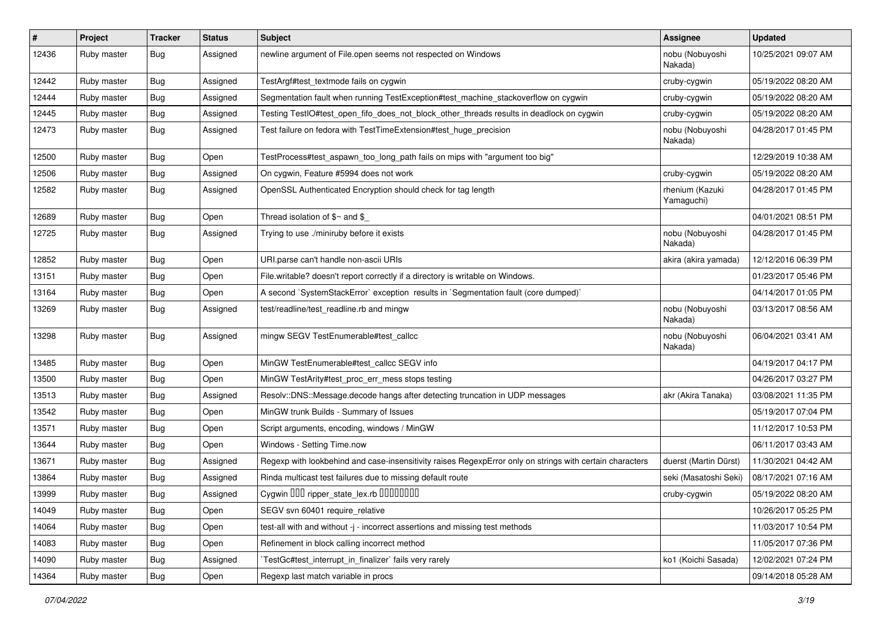| # | Project | Tracker | Status | Subject | Assignee | Updated |
| --- | --- | --- | --- | --- | --- | --- |
| 12436 | Ruby master | Bug | Assigned | newline argument of File.open seems not respected on Windows | nobu (Nobuyoshi Nakada) | 10/25/2021 09:07 AM |
| 12442 | Ruby master | Bug | Assigned | TestArgf#test_textmode fails on cygwin | cruby-cygwin | 05/19/2022 08:20 AM |
| 12444 | Ruby master | Bug | Assigned | Segmentation fault when running TestException#test_machine_stackoverflow on cygwin | cruby-cygwin | 05/19/2022 08:20 AM |
| 12445 | Ruby master | Bug | Assigned | Testing TestIO#test_open_fifo_does_not_block_other_threads results in deadlock on cygwin | cruby-cygwin | 05/19/2022 08:20 AM |
| 12473 | Ruby master | Bug | Assigned | Test failure on fedora with TestTimeExtension#test_huge_precision | nobu (Nobuyoshi Nakada) | 04/28/2017 01:45 PM |
| 12500 | Ruby master | Bug | Open | TestProcess#test_aspawn_too_long_path fails on mips with "argument too big" | | 12/29/2019 10:38 AM |
| 12506 | Ruby master | Bug | Assigned | On cygwin, Feature #5994 does not work | cruby-cygwin | 05/19/2022 08:20 AM |
| 12582 | Ruby master | Bug | Assigned | OpenSSL Authenticated Encryption should check for tag length | rhenium (Kazuki Yamaguchi) | 04/28/2017 01:45 PM |
| 12689 | Ruby master | Bug | Open | Thread isolation of $~ and $_ | | 04/01/2021 08:51 PM |
| 12725 | Ruby master | Bug | Assigned | Trying to use ./miniruby before it exists | nobu (Nobuyoshi Nakada) | 04/28/2017 01:45 PM |
| 12852 | Ruby master | Bug | Open | URI.parse can't handle non-ascii URIs | akira (akira yamada) | 12/12/2016 06:39 PM |
| 13151 | Ruby master | Bug | Open | File.writable? doesn't report correctly if a directory is writable on Windows. | | 01/23/2017 05:46 PM |
| 13164 | Ruby master | Bug | Open | A second `SystemStackError` exception results in `Segmentation fault (core dumped)` | | 04/14/2017 01:05 PM |
| 13269 | Ruby master | Bug | Assigned | test/readline/test_readline.rb and mingw | nobu (Nobuyoshi Nakada) | 03/13/2017 08:56 AM |
| 13298 | Ruby master | Bug | Assigned | mingw SEGV TestEnumerable#test_callcc | nobu (Nobuyoshi Nakada) | 06/04/2021 03:41 AM |
| 13485 | Ruby master | Bug | Open | MinGW TestEnumerable#test_callcc SEGV info | | 04/19/2017 04:17 PM |
| 13500 | Ruby master | Bug | Open | MinGW TestArity#test_proc_err_mess stops testing | | 04/26/2017 03:27 PM |
| 13513 | Ruby master | Bug | Assigned | Resolv::DNS::Message.decode hangs after detecting truncation in UDP messages | akr (Akira Tanaka) | 03/08/2021 11:35 PM |
| 13542 | Ruby master | Bug | Open | MinGW trunk Builds - Summary of Issues | | 05/19/2017 07:04 PM |
| 13571 | Ruby master | Bug | Open | Script arguments, encoding, windows / MinGW | | 11/12/2017 10:53 PM |
| 13644 | Ruby master | Bug | Open | Windows - Setting Time.now | | 06/11/2017 03:43 AM |
| 13671 | Ruby master | Bug | Assigned | Regexp with lookbehind and case-insensitivity raises RegexpError only on strings with certain characters | duerst (Martin Dürst) | 11/30/2021 04:42 AM |
| 13864 | Ruby master | Bug | Assigned | Rinda multicast test failures due to missing default route | seki (Masatoshi Seki) | 08/17/2021 07:16 AM |
| 13999 | Ruby master | Bug | Assigned | Cygwin ��� ripper_state_lex.rb �������� | cruby-cygwin | 05/19/2022 08:20 AM |
| 14049 | Ruby master | Bug | Open | SEGV svn 60401 require_relative | | 10/26/2017 05:25 PM |
| 14064 | Ruby master | Bug | Open | test-all with and without -j - incorrect assertions and missing test methods | | 11/03/2017 10:54 PM |
| 14083 | Ruby master | Bug | Open | Refinement in block calling incorrect method | | 11/05/2017 07:36 PM |
| 14090 | Ruby master | Bug | Assigned | `TestGc#test_interrupt_in_finalizer` fails very rarely | ko1 (Koichi Sasada) | 12/02/2021 07:24 PM |
| 14364 | Ruby master | Bug | Open | Regexp last match variable in procs | | 09/14/2018 05:28 AM |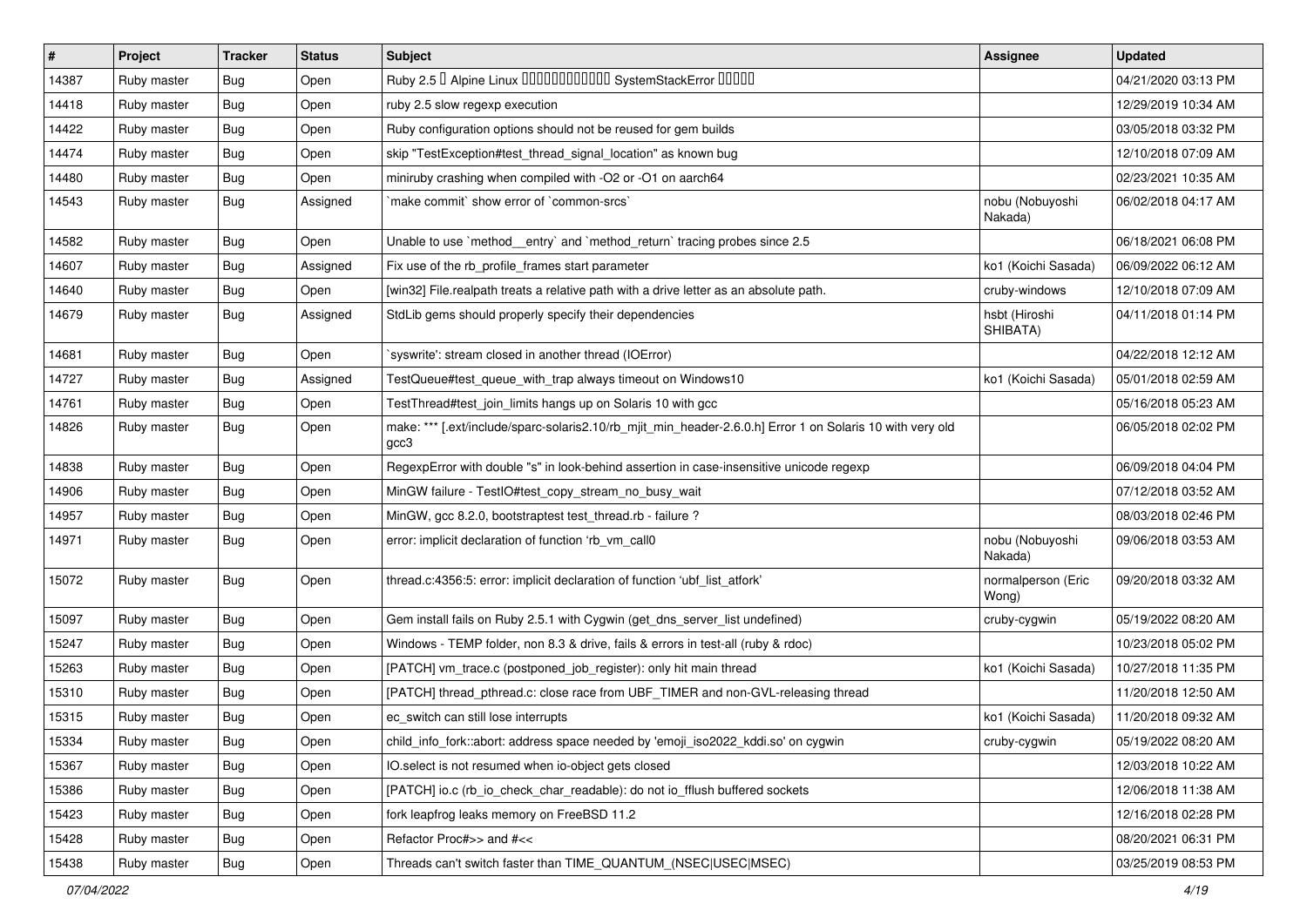| # | Project | Tracker | Status | Subject | Assignee | Updated |
|---|---|---|---|---|---|---|
| 14387 | Ruby master | Bug | Open | Ruby 2.5 � Alpine Linux ������������ SystemStackError ����� | | 04/21/2020 03:13 PM |
| 14418 | Ruby master | Bug | Open | ruby 2.5 slow regexp execution | | 12/29/2019 10:34 AM |
| 14422 | Ruby master | Bug | Open | Ruby configuration options should not be reused for gem builds | | 03/05/2018 03:32 PM |
| 14474 | Ruby master | Bug | Open | skip "TestException#test_thread_signal_location" as known bug | | 12/10/2018 07:09 AM |
| 14480 | Ruby master | Bug | Open | miniruby crashing when compiled with -O2 or -O1 on aarch64 | | 02/23/2021 10:35 AM |
| 14543 | Ruby master | Bug | Assigned | `make commit` show error of `common-srcs` | nobu (Nobuyoshi Nakada) | 06/02/2018 04:17 AM |
| 14582 | Ruby master | Bug | Open | Unable to use `method__entry` and `method_return` tracing probes since 2.5 | | 06/18/2021 06:08 PM |
| 14607 | Ruby master | Bug | Assigned | Fix use of the rb_profile_frames start parameter | ko1 (Koichi Sasada) | 06/09/2022 06:12 AM |
| 14640 | Ruby master | Bug | Open | [win32] File.realpath treats a relative path with a drive letter as an absolute path. | cruby-windows | 12/10/2018 07:09 AM |
| 14679 | Ruby master | Bug | Assigned | StdLib gems should properly specify their dependencies | hsbt (Hiroshi SHIBATA) | 04/11/2018 01:14 PM |
| 14681 | Ruby master | Bug | Open | `syswrite': stream closed in another thread (IOError) | | 04/22/2018 12:12 AM |
| 14727 | Ruby master | Bug | Assigned | TestQueue#test_queue_with_trap always timeout on Windows10 | ko1 (Koichi Sasada) | 05/01/2018 02:59 AM |
| 14761 | Ruby master | Bug | Open | TestThread#test_join_limits hangs up on Solaris 10 with gcc | | 05/16/2018 05:23 AM |
| 14826 | Ruby master | Bug | Open | make: *** [.ext/include/sparc-solaris2.10/rb_mjit_min_header-2.6.0.h] Error 1 on Solaris 10 with very old gcc3 | | 06/05/2018 02:02 PM |
| 14838 | Ruby master | Bug | Open | RegexpError with double "s" in look-behind assertion in case-insensitive unicode regexp | | 06/09/2018 04:04 PM |
| 14906 | Ruby master | Bug | Open | MinGW failure - TestIO#test_copy_stream_no_busy_wait | | 07/12/2018 03:52 AM |
| 14957 | Ruby master | Bug | Open | MinGW, gcc 8.2.0, bootstraptest test_thread.rb - failure ? | | 08/03/2018 02:46 PM |
| 14971 | Ruby master | Bug | Open | error: implicit declaration of function 'rb_vm_call0 | nobu (Nobuyoshi Nakada) | 09/06/2018 03:53 AM |
| 15072 | Ruby master | Bug | Open | thread.c:4356:5: error: implicit declaration of function 'ubf_list_atfork' | normalperson (Eric Wong) | 09/20/2018 03:32 AM |
| 15097 | Ruby master | Bug | Open | Gem install fails on Ruby 2.5.1 with Cygwin (get_dns_server_list undefined) | cruby-cygwin | 05/19/2022 08:20 AM |
| 15247 | Ruby master | Bug | Open | Windows - TEMP folder, non 8.3 & drive, fails & errors in test-all (ruby & rdoc) | | 10/23/2018 05:02 PM |
| 15263 | Ruby master | Bug | Open | [PATCH] vm_trace.c (postponed_job_register): only hit main thread | ko1 (Koichi Sasada) | 10/27/2018 11:35 PM |
| 15310 | Ruby master | Bug | Open | [PATCH] thread_pthread.c: close race from UBF_TIMER and non-GVL-releasing thread | | 11/20/2018 12:50 AM |
| 15315 | Ruby master | Bug | Open | ec_switch can still lose interrupts | ko1 (Koichi Sasada) | 11/20/2018 09:32 AM |
| 15334 | Ruby master | Bug | Open | child_info_fork::abort: address space needed by 'emoji_iso2022_kddi.so' on cygwin | cruby-cygwin | 05/19/2022 08:20 AM |
| 15367 | Ruby master | Bug | Open | IO.select is not resumed when io-object gets closed | | 12/03/2018 10:22 AM |
| 15386 | Ruby master | Bug | Open | [PATCH] io.c (rb_io_check_char_readable): do not io_fflush buffered sockets | | 12/06/2018 11:38 AM |
| 15423 | Ruby master | Bug | Open | fork leapfrog leaks memory on FreeBSD 11.2 | | 12/16/2018 02:28 PM |
| 15428 | Ruby master | Bug | Open | Refactor Proc#>> and #<< | | 08/20/2021 06:31 PM |
| 15438 | Ruby master | Bug | Open | Threads can't switch faster than TIME_QUANTUM_(NSEC\|USEC\|MSEC) | | 03/25/2019 08:53 PM |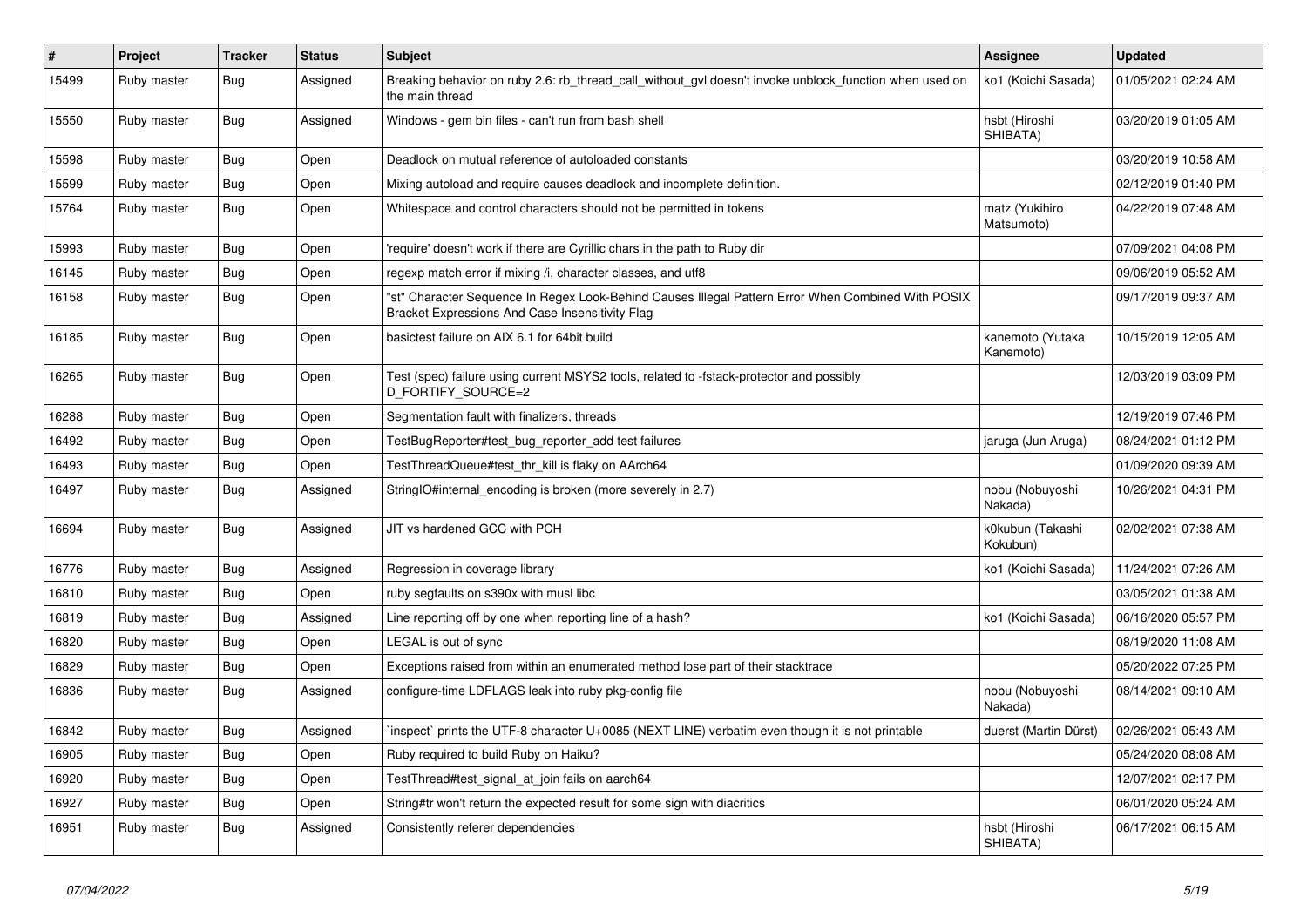| # | Project | Tracker | Status | Subject | Assignee | Updated |
|---|---|---|---|---|---|---|
| 15499 | Ruby master | Bug | Assigned | Breaking behavior on ruby 2.6: rb_thread_call_without_gvl doesn't invoke unblock_function when used on the main thread | ko1 (Koichi Sasada) | 01/05/2021 02:24 AM |
| 15550 | Ruby master | Bug | Assigned | Windows - gem bin files - can't run from bash shell | hsbt (Hiroshi SHIBATA) | 03/20/2019 01:05 AM |
| 15598 | Ruby master | Bug | Open | Deadlock on mutual reference of autoloaded constants | | 03/20/2019 10:58 AM |
| 15599 | Ruby master | Bug | Open | Mixing autoload and require causes deadlock and incomplete definition. | | 02/12/2019 01:40 PM |
| 15764 | Ruby master | Bug | Open | Whitespace and control characters should not be permitted in tokens | matz (Yukihiro Matsumoto) | 04/22/2019 07:48 AM |
| 15993 | Ruby master | Bug | Open | 'require' doesn't work if there are Cyrillic chars in the path to Ruby dir | | 07/09/2021 04:08 PM |
| 16145 | Ruby master | Bug | Open | regexp match error if mixing /i, character classes, and utf8 | | 09/06/2019 05:52 AM |
| 16158 | Ruby master | Bug | Open | "st" Character Sequence In Regex Look-Behind Causes Illegal Pattern Error When Combined With POSIX Bracket Expressions And Case Insensitivity Flag | | 09/17/2019 09:37 AM |
| 16185 | Ruby master | Bug | Open | basictest failure on AIX 6.1 for 64bit build | kanemoto (Yutaka Kanemoto) | 10/15/2019 12:05 AM |
| 16265 | Ruby master | Bug | Open | Test (spec) failure using current MSYS2 tools, related to -fstack-protector and possibly D_FORTIFY_SOURCE=2 | | 12/03/2019 03:09 PM |
| 16288 | Ruby master | Bug | Open | Segmentation fault with finalizers, threads | | 12/19/2019 07:46 PM |
| 16492 | Ruby master | Bug | Open | TestBugReporter#test_bug_reporter_add test failures | jaruga (Jun Aruga) | 08/24/2021 01:12 PM |
| 16493 | Ruby master | Bug | Open | TestThreadQueue#test_thr_kill is flaky on AArch64 | | 01/09/2020 09:39 AM |
| 16497 | Ruby master | Bug | Assigned | StringIO#internal_encoding is broken (more severely in 2.7) | nobu (Nobuyoshi Nakada) | 10/26/2021 04:31 PM |
| 16694 | Ruby master | Bug | Assigned | JIT vs hardened GCC with PCH | k0kubun (Takashi Kokubun) | 02/02/2021 07:38 AM |
| 16776 | Ruby master | Bug | Assigned | Regression in coverage library | ko1 (Koichi Sasada) | 11/24/2021 07:26 AM |
| 16810 | Ruby master | Bug | Open | ruby segfaults on s390x with musl libc | | 03/05/2021 01:38 AM |
| 16819 | Ruby master | Bug | Assigned | Line reporting off by one when reporting line of a hash? | ko1 (Koichi Sasada) | 06/16/2020 05:57 PM |
| 16820 | Ruby master | Bug | Open | LEGAL is out of sync | | 08/19/2020 11:08 AM |
| 16829 | Ruby master | Bug | Open | Exceptions raised from within an enumerated method lose part of their stacktrace | | 05/20/2022 07:25 PM |
| 16836 | Ruby master | Bug | Assigned | configure-time LDFLAGS leak into ruby pkg-config file | nobu (Nobuyoshi Nakada) | 08/14/2021 09:10 AM |
| 16842 | Ruby master | Bug | Assigned | `inspect` prints the UTF-8 character U+0085 (NEXT LINE) verbatim even though it is not printable | duerst (Martin Dürst) | 02/26/2021 05:43 AM |
| 16905 | Ruby master | Bug | Open | Ruby required to build Ruby on Haiku? | | 05/24/2020 08:08 AM |
| 16920 | Ruby master | Bug | Open | TestThread#test_signal_at_join fails on aarch64 | | 12/07/2021 02:17 PM |
| 16927 | Ruby master | Bug | Open | String#tr won't return the expected result for some sign with diacritics | | 06/01/2020 05:24 AM |
| 16951 | Ruby master | Bug | Assigned | Consistently referer dependencies | hsbt (Hiroshi SHIBATA) | 06/17/2021 06:15 AM |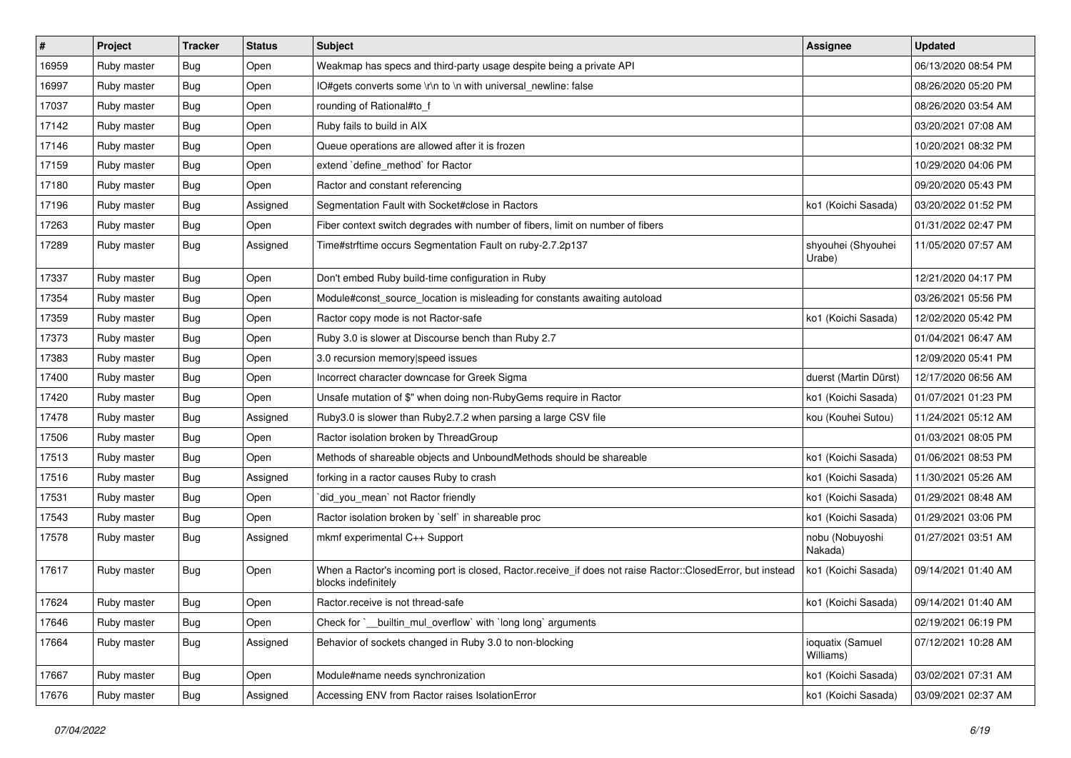| # | Project | Tracker | Status | Subject | Assignee | Updated |
|---|---|---|---|---|---|---|
| 16959 | Ruby master | Bug | Open | Weakmap has specs and third-party usage despite being a private API | | 06/13/2020 08:54 PM |
| 16997 | Ruby master | Bug | Open | IO#gets converts some \r\n to \n with universal_newline: false | | 08/26/2020 05:20 PM |
| 17037 | Ruby master | Bug | Open | rounding of Rational#to_f | | 08/26/2020 03:54 AM |
| 17142 | Ruby master | Bug | Open | Ruby fails to build in AIX | | 03/20/2021 07:08 AM |
| 17146 | Ruby master | Bug | Open | Queue operations are allowed after it is frozen | | 10/20/2021 08:32 PM |
| 17159 | Ruby master | Bug | Open | extend `define_method` for Ractor | | 10/29/2020 04:06 PM |
| 17180 | Ruby master | Bug | Open | Ractor and constant referencing | | 09/20/2020 05:43 PM |
| 17196 | Ruby master | Bug | Assigned | Segmentation Fault with Socket#close in Ractors | ko1 (Koichi Sasada) | 03/20/2022 01:52 PM |
| 17263 | Ruby master | Bug | Open | Fiber context switch degrades with number of fibers, limit on number of fibers | | 01/31/2022 02:47 PM |
| 17289 | Ruby master | Bug | Assigned | Time#strftime occurs Segmentation Fault on ruby-2.7.2p137 | shyouhei (Shyouhei Urabe) | 11/05/2020 07:57 AM |
| 17337 | Ruby master | Bug | Open | Don't embed Ruby build-time configuration in Ruby | | 12/21/2020 04:17 PM |
| 17354 | Ruby master | Bug | Open | Module#const_source_location is misleading for constants awaiting autoload | | 03/26/2021 05:56 PM |
| 17359 | Ruby master | Bug | Open | Ractor copy mode is not Ractor-safe | ko1 (Koichi Sasada) | 12/02/2020 05:42 PM |
| 17373 | Ruby master | Bug | Open | Ruby 3.0 is slower at Discourse bench than Ruby 2.7 | | 01/04/2021 06:47 AM |
| 17383 | Ruby master | Bug | Open | 3.0 recursion memory\|speed issues | | 12/09/2020 05:41 PM |
| 17400 | Ruby master | Bug | Open | Incorrect character downcase for Greek Sigma | duerst (Martin Dürst) | 12/17/2020 06:56 AM |
| 17420 | Ruby master | Bug | Open | Unsafe mutation of $" when doing non-RubyGems require in Ractor | ko1 (Koichi Sasada) | 01/07/2021 01:23 PM |
| 17478 | Ruby master | Bug | Assigned | Ruby3.0 is slower than Ruby2.7.2 when parsing a large CSV file | kou (Kouhei Sutou) | 11/24/2021 05:12 AM |
| 17506 | Ruby master | Bug | Open | Ractor isolation broken by ThreadGroup | | 01/03/2021 08:05 PM |
| 17513 | Ruby master | Bug | Open | Methods of shareable objects and UnboundMethods should be shareable | ko1 (Koichi Sasada) | 01/06/2021 08:53 PM |
| 17516 | Ruby master | Bug | Assigned | forking in a ractor causes Ruby to crash | ko1 (Koichi Sasada) | 11/30/2021 05:26 AM |
| 17531 | Ruby master | Bug | Open | `did_you_mean` not Ractor friendly | ko1 (Koichi Sasada) | 01/29/2021 08:48 AM |
| 17543 | Ruby master | Bug | Open | Ractor isolation broken by `self` in shareable proc | ko1 (Koichi Sasada) | 01/29/2021 03:06 PM |
| 17578 | Ruby master | Bug | Assigned | mkmf experimental C++ Support | nobu (Nobuyoshi Nakada) | 01/27/2021 03:51 AM |
| 17617 | Ruby master | Bug | Open | When a Ractor's incoming port is closed, Ractor.receive_if does not raise Ractor::ClosedError, but instead blocks indefinitely | ko1 (Koichi Sasada) | 09/14/2021 01:40 AM |
| 17624 | Ruby master | Bug | Open | Ractor.receive is not thread-safe | ko1 (Koichi Sasada) | 09/14/2021 01:40 AM |
| 17646 | Ruby master | Bug | Open | Check for `__builtin_mul_overflow` with `long long` arguments | | 02/19/2021 06:19 PM |
| 17664 | Ruby master | Bug | Assigned | Behavior of sockets changed in Ruby 3.0 to non-blocking | ioquatix (Samuel Williams) | 07/12/2021 10:28 AM |
| 17667 | Ruby master | Bug | Open | Module#name needs synchronization | ko1 (Koichi Sasada) | 03/02/2021 07:31 AM |
| 17676 | Ruby master | Bug | Assigned | Accessing ENV from Ractor raises IsolationError | ko1 (Koichi Sasada) | 03/09/2021 02:37 AM |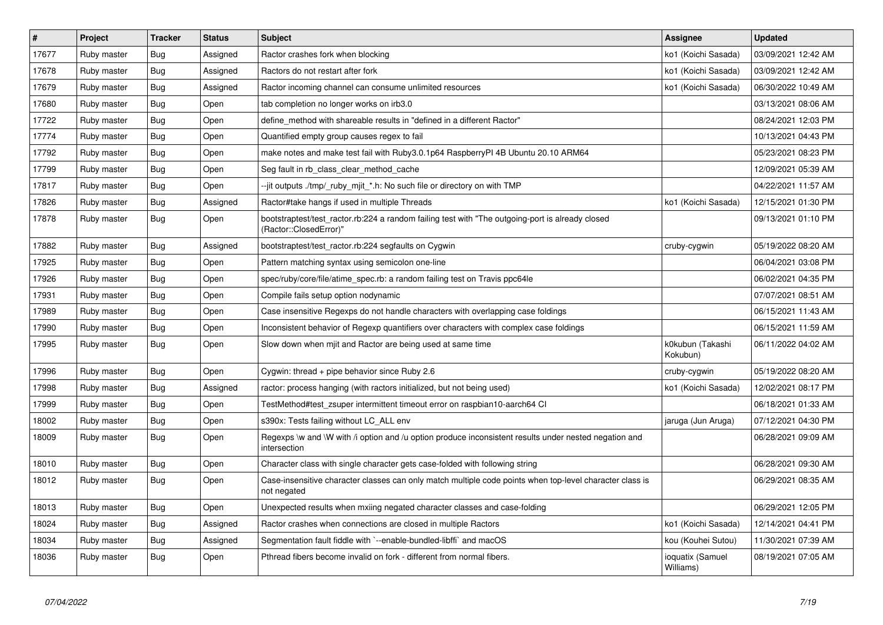| # | Project | Tracker | Status | Subject | Assignee | Updated |
|---|---|---|---|---|---|---|
| 17677 | Ruby master | Bug | Assigned | Ractor crashes fork when blocking | ko1 (Koichi Sasada) | 03/09/2021 12:42 AM |
| 17678 | Ruby master | Bug | Assigned | Ractors do not restart after fork | ko1 (Koichi Sasada) | 03/09/2021 12:42 AM |
| 17679 | Ruby master | Bug | Assigned | Ractor incoming channel can consume unlimited resources | ko1 (Koichi Sasada) | 06/30/2022 10:49 AM |
| 17680 | Ruby master | Bug | Open | tab completion no longer works on irb3.0 | | 03/13/2021 08:06 AM |
| 17722 | Ruby master | Bug | Open | define_method with shareable results in "defined in a different Ractor" | | 08/24/2021 12:03 PM |
| 17774 | Ruby master | Bug | Open | Quantified empty group causes regex to fail | | 10/13/2021 04:43 PM |
| 17792 | Ruby master | Bug | Open | make notes and make test fail with Ruby3.0.1p64 RaspberryPI 4B Ubuntu 20.10 ARM64 | | 05/23/2021 08:23 PM |
| 17799 | Ruby master | Bug | Open | Seg fault in rb_class_clear_method_cache | | 12/09/2021 05:39 AM |
| 17817 | Ruby master | Bug | Open | --jit outputs ./tmp/_ruby_mjit_*.h: No such file or directory on with TMP | | 04/22/2021 11:57 AM |
| 17826 | Ruby master | Bug | Assigned | Ractor#take hangs if used in multiple Threads | ko1 (Koichi Sasada) | 12/15/2021 01:30 PM |
| 17878 | Ruby master | Bug | Open | bootstraptest/test_ractor.rb:224 a random failing test with "The outgoing-port is already closed (Ractor::ClosedError)" | | 09/13/2021 01:10 PM |
| 17882 | Ruby master | Bug | Assigned | bootstraptest/test_ractor.rb:224 segfaults on Cygwin | cruby-cygwin | 05/19/2022 08:20 AM |
| 17925 | Ruby master | Bug | Open | Pattern matching syntax using semicolon one-line | | 06/04/2021 03:08 PM |
| 17926 | Ruby master | Bug | Open | spec/ruby/core/file/atime_spec.rb: a random failing test on Travis ppc64le | | 06/02/2021 04:35 PM |
| 17931 | Ruby master | Bug | Open | Compile fails setup option nodynamic | | 07/07/2021 08:51 AM |
| 17989 | Ruby master | Bug | Open | Case insensitive Regexps do not handle characters with overlapping case foldings | | 06/15/2021 11:43 AM |
| 17990 | Ruby master | Bug | Open | Inconsistent behavior of Regexp quantifiers over characters with complex case foldings | | 06/15/2021 11:59 AM |
| 17995 | Ruby master | Bug | Open | Slow down when mjit and Ractor are being used at same time | k0kubun (Takashi Kokubun) | 06/11/2022 04:02 AM |
| 17996 | Ruby master | Bug | Open | Cygwin: thread + pipe behavior since Ruby 2.6 | cruby-cygwin | 05/19/2022 08:20 AM |
| 17998 | Ruby master | Bug | Assigned | ractor: process hanging (with ractors initialized, but not being used) | ko1 (Koichi Sasada) | 12/02/2021 08:17 PM |
| 17999 | Ruby master | Bug | Open | TestMethod#test_zsuper intermittent timeout error on raspbian10-aarch64 CI | | 06/18/2021 01:33 AM |
| 18002 | Ruby master | Bug | Open | s390x: Tests failing without LC_ALL env | jaruga (Jun Aruga) | 07/12/2021 04:30 PM |
| 18009 | Ruby master | Bug | Open | Regexps \w and \W with /i option and /u option produce inconsistent results under nested negation and intersection | | 06/28/2021 09:09 AM |
| 18010 | Ruby master | Bug | Open | Character class with single character gets case-folded with following string | | 06/28/2021 09:30 AM |
| 18012 | Ruby master | Bug | Open | Case-insensitive character classes can only match multiple code points when top-level character class is not negated | | 06/29/2021 08:35 AM |
| 18013 | Ruby master | Bug | Open | Unexpected results when mxiing negated character classes and case-folding | | 06/29/2021 12:05 PM |
| 18024 | Ruby master | Bug | Assigned | Ractor crashes when connections are closed in multiple Ractors | ko1 (Koichi Sasada) | 12/14/2021 04:41 PM |
| 18034 | Ruby master | Bug | Assigned | Segmentation fault fiddle with `--enable-bundled-libffi` and macOS | kou (Kouhei Sutou) | 11/30/2021 07:39 AM |
| 18036 | Ruby master | Bug | Open | Pthread fibers become invalid on fork - different from normal fibers. | ioquatix (Samuel Williams) | 08/19/2021 07:05 AM |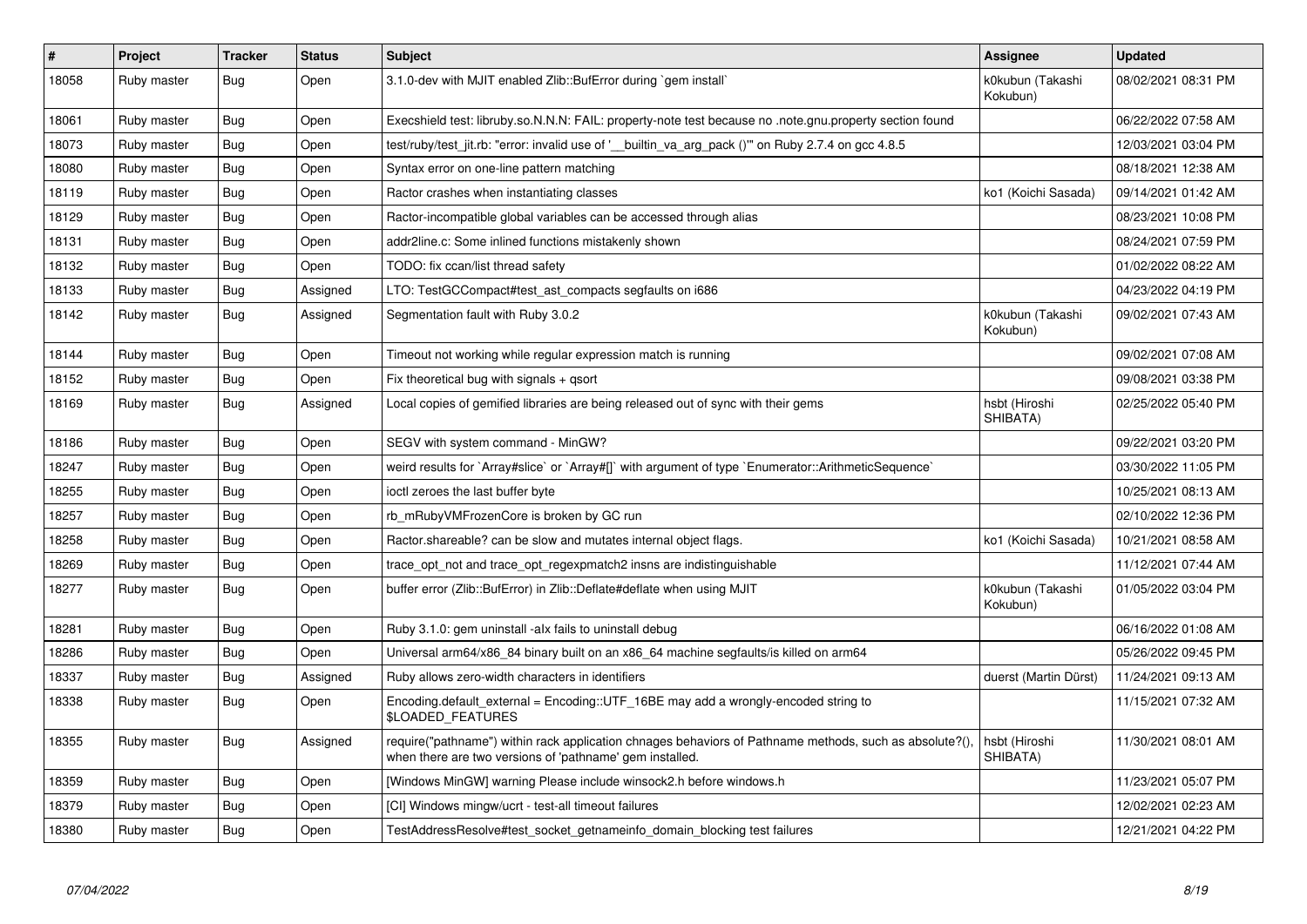| # | Project | Tracker | Status | Subject | Assignee | Updated |
|---|---|---|---|---|---|---|
| 18058 | Ruby master | Bug | Open | 3.1.0-dev with MJIT enabled Zlib::BufError during `gem install` | k0kubun (Takashi Kokubun) | 08/02/2021 08:31 PM |
| 18061 | Ruby master | Bug | Open | Execshield test: libruby.so.N.N.N: FAIL: property-note test because no .note.gnu.property section found | | 06/22/2022 07:58 AM |
| 18073 | Ruby master | Bug | Open | test/ruby/test_jit.rb: "error: invalid use of '__builtin_va_arg_pack ()'" on Ruby 2.7.4 on gcc 4.8.5 | | 12/03/2021 03:04 PM |
| 18080 | Ruby master | Bug | Open | Syntax error on one-line pattern matching | | 08/18/2021 12:38 AM |
| 18119 | Ruby master | Bug | Open | Ractor crashes when instantiating classes | ko1 (Koichi Sasada) | 09/14/2021 01:42 AM |
| 18129 | Ruby master | Bug | Open | Ractor-incompatible global variables can be accessed through alias | | 08/23/2021 10:08 PM |
| 18131 | Ruby master | Bug | Open | addr2line.c: Some inlined functions mistakenly shown | | 08/24/2021 07:59 PM |
| 18132 | Ruby master | Bug | Open | TODO: fix ccan/list thread safety | | 01/02/2022 08:22 AM |
| 18133 | Ruby master | Bug | Assigned | LTO: TestGCCompact#test_ast_compacts segfaults on i686 | | 04/23/2022 04:19 PM |
| 18142 | Ruby master | Bug | Assigned | Segmentation fault with Ruby 3.0.2 | k0kubun (Takashi Kokubun) | 09/02/2021 07:43 AM |
| 18144 | Ruby master | Bug | Open | Timeout not working while regular expression match is running | | 09/02/2021 07:08 AM |
| 18152 | Ruby master | Bug | Open | Fix theoretical bug with signals + qsort | | 09/08/2021 03:38 PM |
| 18169 | Ruby master | Bug | Assigned | Local copies of gemified libraries are being released out of sync with their gems | hsbt (Hiroshi SHIBATA) | 02/25/2022 05:40 PM |
| 18186 | Ruby master | Bug | Open | SEGV with system command - MinGW? | | 09/22/2021 03:20 PM |
| 18247 | Ruby master | Bug | Open | weird results for `Array#slice` or `Array#[]` with argument of type `Enumerator::ArithmeticSequence` | | 03/30/2022 11:05 PM |
| 18255 | Ruby master | Bug | Open | ioctl zeroes the last buffer byte | | 10/25/2021 08:13 AM |
| 18257 | Ruby master | Bug | Open | rb_mRubyVMFrozenCore is broken by GC run | | 02/10/2022 12:36 PM |
| 18258 | Ruby master | Bug | Open | Ractor.shareable? can be slow and mutates internal object flags. | ko1 (Koichi Sasada) | 10/21/2021 08:58 AM |
| 18269 | Ruby master | Bug | Open | trace_opt_not and trace_opt_regexpmatch2 insns are indistinguishable | | 11/12/2021 07:44 AM |
| 18277 | Ruby master | Bug | Open | buffer error (Zlib::BufError) in Zlib::Deflate#deflate when using MJIT | k0kubun (Takashi Kokubun) | 01/05/2022 03:04 PM |
| 18281 | Ruby master | Bug | Open | Ruby 3.1.0: gem uninstall -alx fails to uninstall debug | | 06/16/2022 01:08 AM |
| 18286 | Ruby master | Bug | Open | Universal arm64/x86_84 binary built on an x86_64 machine segfaults/is killed on arm64 | | 05/26/2022 09:45 PM |
| 18337 | Ruby master | Bug | Assigned | Ruby allows zero-width characters in identifiers | duerst (Martin Dürst) | 11/24/2021 09:13 AM |
| 18338 | Ruby master | Bug | Open | Encoding.default_external = Encoding::UTF_16BE may add a wrongly-encoded string to $LOADED_FEATURES | | 11/15/2021 07:32 AM |
| 18355 | Ruby master | Bug | Assigned | require("pathname") within rack application chnages behaviors of Pathname methods, such as absolute?(), when there are two versions of 'pathname' gem installed. | hsbt (Hiroshi SHIBATA) | 11/30/2021 08:01 AM |
| 18359 | Ruby master | Bug | Open | [Windows MinGW] warning Please include winsock2.h before windows.h | | 11/23/2021 05:07 PM |
| 18379 | Ruby master | Bug | Open | [CI] Windows mingw/ucrt - test-all timeout failures | | 12/02/2021 02:23 AM |
| 18380 | Ruby master | Bug | Open | TestAddressResolve#test_socket_getnameinfo_domain_blocking test failures | | 12/21/2021 04:22 PM |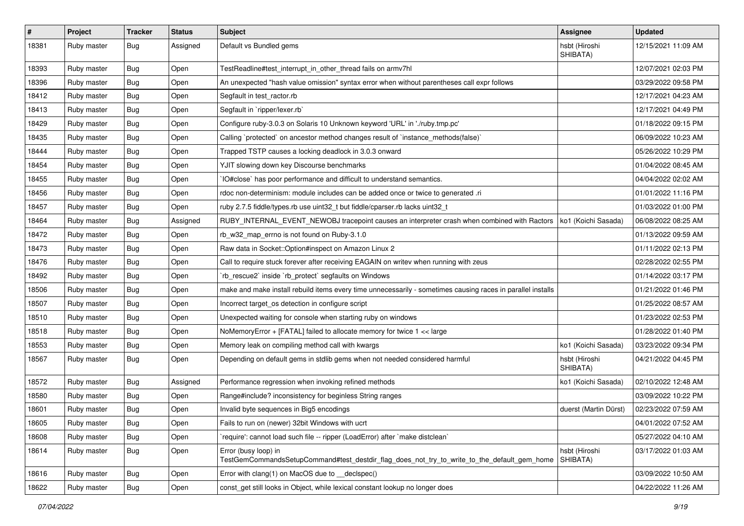| # | Project | Tracker | Status | Subject | Assignee | Updated |
|---|---|---|---|---|---|---|
| 18381 | Ruby master | Bug | Assigned | Default vs Bundled gems | hsbt (Hiroshi SHIBATA) | 12/15/2021 11:09 AM |
| 18393 | Ruby master | Bug | Open | TestReadline#test_interrupt_in_other_thread fails on armv7hl | | 12/07/2021 02:03 PM |
| 18396 | Ruby master | Bug | Open | An unexpected "hash value omission" syntax error when without parentheses call expr follows | | 03/29/2022 09:58 PM |
| 18412 | Ruby master | Bug | Open | Segfault in test_ractor.rb | | 12/17/2021 04:23 AM |
| 18413 | Ruby master | Bug | Open | Segfault in `ripper/lexer.rb` | | 12/17/2021 04:49 PM |
| 18429 | Ruby master | Bug | Open | Configure ruby-3.0.3 on Solaris 10 Unknown keyword 'URL' in './ruby.tmp.pc' | | 01/18/2022 09:15 PM |
| 18435 | Ruby master | Bug | Open | Calling `protected` on ancestor method changes result of `instance_methods(false)` | | 06/09/2022 10:23 AM |
| 18444 | Ruby master | Bug | Open | Trapped TSTP causes a locking deadlock in 3.0.3 onward | | 05/26/2022 10:29 PM |
| 18454 | Ruby master | Bug | Open | YJIT slowing down key Discourse benchmarks | | 01/04/2022 08:45 AM |
| 18455 | Ruby master | Bug | Open | `IO#close` has poor performance and difficult to understand semantics. | | 04/04/2022 02:02 AM |
| 18456 | Ruby master | Bug | Open | rdoc non-determinism: module includes can be added once or twice to generated .ri | | 01/01/2022 11:16 PM |
| 18457 | Ruby master | Bug | Open | ruby 2.7.5 fiddle/types.rb use uint32_t but fiddle/cparser.rb lacks uint32_t | | 01/03/2022 01:00 PM |
| 18464 | Ruby master | Bug | Assigned | RUBY_INTERNAL_EVENT_NEWOBJ tracepoint causes an interpreter crash when combined with Ractors | ko1 (Koichi Sasada) | 06/08/2022 08:25 AM |
| 18472 | Ruby master | Bug | Open | rb_w32_map_errno is not found on Ruby-3.1.0 | | 01/13/2022 09:59 AM |
| 18473 | Ruby master | Bug | Open | Raw data in Socket::Option#inspect on Amazon Linux 2 | | 01/11/2022 02:13 PM |
| 18476 | Ruby master | Bug | Open | Call to require stuck forever after receiving EAGAIN on writev when running with zeus | | 02/28/2022 02:55 PM |
| 18492 | Ruby master | Bug | Open | `rb_rescue2` inside `rb_protect` segfaults on Windows | | 01/14/2022 03:17 PM |
| 18506 | Ruby master | Bug | Open | make and make install rebuild items every time unnecessarily - sometimes causing races in parallel installs | | 01/21/2022 01:46 PM |
| 18507 | Ruby master | Bug | Open | Incorrect target_os detection in configure script | | 01/25/2022 08:57 AM |
| 18510 | Ruby master | Bug | Open | Unexpected waiting for console when starting ruby on windows | | 01/23/2022 02:53 PM |
| 18518 | Ruby master | Bug | Open | NoMemoryError + [FATAL] failed to allocate memory for twice 1 << large | | 01/28/2022 01:40 PM |
| 18553 | Ruby master | Bug | Open | Memory leak on compiling method call with kwargs | ko1 (Koichi Sasada) | 03/23/2022 09:34 PM |
| 18567 | Ruby master | Bug | Open | Depending on default gems in stdlib gems when not needed considered harmful | hsbt (Hiroshi SHIBATA) | 04/21/2022 04:45 PM |
| 18572 | Ruby master | Bug | Assigned | Performance regression when invoking refined methods | ko1 (Koichi Sasada) | 02/10/2022 12:48 AM |
| 18580 | Ruby master | Bug | Open | Range#include? inconsistency for beginless String ranges | | 03/09/2022 10:22 PM |
| 18601 | Ruby master | Bug | Open | Invalid byte sequences in Big5 encodings | duerst (Martin Dürst) | 02/23/2022 07:59 AM |
| 18605 | Ruby master | Bug | Open | Fails to run on (newer) 32bit Windows with ucrt | | 04/01/2022 07:52 AM |
| 18608 | Ruby master | Bug | Open | `require': cannot load such file -- ripper (LoadError) after `make distclean` | | 05/27/2022 04:10 AM |
| 18614 | Ruby master | Bug | Open | Error (busy loop) in TestGemCommandsSetupCommand#test_destdir_flag_does_not_try_to_write_to_the_default_gem_home | hsbt (Hiroshi SHIBATA) | 03/17/2022 01:03 AM |
| 18616 | Ruby master | Bug | Open | Error with clang(1) on MacOS due to __declspec() | | 03/09/2022 10:50 AM |
| 18622 | Ruby master | Bug | Open | const_get still looks in Object, while lexical constant lookup no longer does | | 04/22/2022 11:26 AM |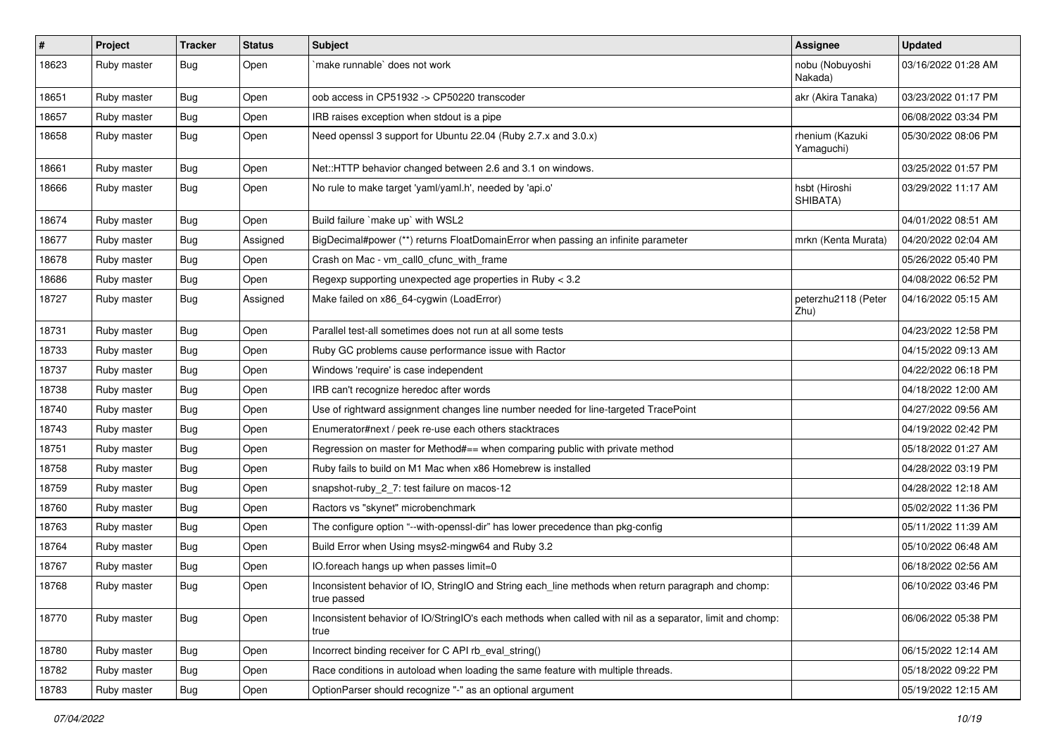| # | Project | Tracker | Status | Subject | Assignee | Updated |
|---|---|---|---|---|---|---|
| 18623 | Ruby master | Bug | Open | `make runnable` does not work | nobu (Nobuyoshi Nakada) | 03/16/2022 01:28 AM |
| 18651 | Ruby master | Bug | Open | oob access in CP51932 -> CP50220 transcoder | akr (Akira Tanaka) | 03/23/2022 01:17 PM |
| 18657 | Ruby master | Bug | Open | IRB raises exception when stdout is a pipe | | 06/08/2022 03:34 PM |
| 18658 | Ruby master | Bug | Open | Need openssl 3 support for Ubuntu 22.04 (Ruby 2.7.x and 3.0.x) | rhenium (Kazuki Yamaguchi) | 05/30/2022 08:06 PM |
| 18661 | Ruby master | Bug | Open | Net::HTTP behavior changed between 2.6 and 3.1 on windows. | | 03/25/2022 01:57 PM |
| 18666 | Ruby master | Bug | Open | No rule to make target 'yaml/yaml.h', needed by 'api.o' | hsbt (Hiroshi SHIBATA) | 03/29/2022 11:17 AM |
| 18674 | Ruby master | Bug | Open | Build failure `make up` with WSL2 | | 04/01/2022 08:51 AM |
| 18677 | Ruby master | Bug | Assigned | BigDecimal#power (**) returns FloatDomainError when passing an infinite parameter | mrkn (Kenta Murata) | 04/20/2022 02:04 AM |
| 18678 | Ruby master | Bug | Open | Crash on Mac - vm_call0_cfunc_with_frame | | 05/26/2022 05:40 PM |
| 18686 | Ruby master | Bug | Open | Regexp supporting unexpected age properties in Ruby < 3.2 | | 04/08/2022 06:52 PM |
| 18727 | Ruby master | Bug | Assigned | Make failed on x86_64-cygwin (LoadError) | peterzhu2118 (Peter Zhu) | 04/16/2022 05:15 AM |
| 18731 | Ruby master | Bug | Open | Parallel test-all sometimes does not run at all some tests | | 04/23/2022 12:58 PM |
| 18733 | Ruby master | Bug | Open | Ruby GC problems cause performance issue with Ractor | | 04/15/2022 09:13 AM |
| 18737 | Ruby master | Bug | Open | Windows 'require' is case independent | | 04/22/2022 06:18 PM |
| 18738 | Ruby master | Bug | Open | IRB can't recognize heredoc after words | | 04/18/2022 12:00 AM |
| 18740 | Ruby master | Bug | Open | Use of rightward assignment changes line number needed for line-targeted TracePoint | | 04/27/2022 09:56 AM |
| 18743 | Ruby master | Bug | Open | Enumerator#next / peek re-use each others stacktraces | | 04/19/2022 02:42 PM |
| 18751 | Ruby master | Bug | Open | Regression on master for Method#== when comparing public with private method | | 05/18/2022 01:27 AM |
| 18758 | Ruby master | Bug | Open | Ruby fails to build on M1 Mac when x86 Homebrew is installed | | 04/28/2022 03:19 PM |
| 18759 | Ruby master | Bug | Open | snapshot-ruby_2_7: test failure on macos-12 | | 04/28/2022 12:18 AM |
| 18760 | Ruby master | Bug | Open | Ractors vs "skynet" microbenchmark | | 05/02/2022 11:36 PM |
| 18763 | Ruby master | Bug | Open | The configure option "--with-openssl-dir" has lower precedence than pkg-config | | 05/11/2022 11:39 AM |
| 18764 | Ruby master | Bug | Open | Build Error when Using msys2-mingw64 and Ruby 3.2 | | 05/10/2022 06:48 AM |
| 18767 | Ruby master | Bug | Open | IO.foreach hangs up when passes limit=0 | | 06/18/2022 02:56 AM |
| 18768 | Ruby master | Bug | Open | Inconsistent behavior of IO, StringIO and String each_line methods when return paragraph and chomp: true passed | | 06/10/2022 03:46 PM |
| 18770 | Ruby master | Bug | Open | Inconsistent behavior of IO/StringIO's each methods when called with nil as a separator, limit and chomp: true | | 06/06/2022 05:38 PM |
| 18780 | Ruby master | Bug | Open | Incorrect binding receiver for C API rb_eval_string() | | 06/15/2022 12:14 AM |
| 18782 | Ruby master | Bug | Open | Race conditions in autoload when loading the same feature with multiple threads. | | 05/18/2022 09:22 PM |
| 18783 | Ruby master | Bug | Open | OptionParser should recognize "-" as an optional argument | | 05/19/2022 12:15 AM |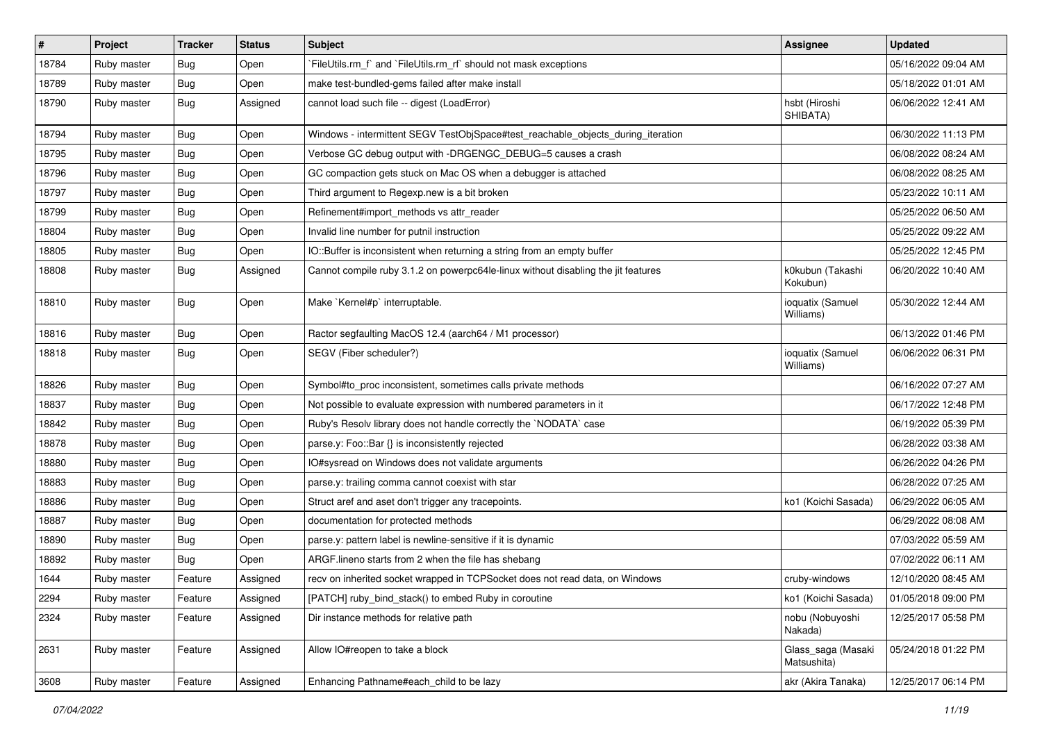| # | Project | Tracker | Status | Subject | Assignee | Updated |
|---|---|---|---|---|---|---|
| 18784 | Ruby master | Bug | Open | `FileUtils.rm_f` and `FileUtils.rm_rf` should not mask exceptions | | 05/16/2022 09:04 AM |
| 18789 | Ruby master | Bug | Open | make test-bundled-gems failed after make install | | 05/18/2022 01:01 AM |
| 18790 | Ruby master | Bug | Assigned | cannot load such file -- digest (LoadError) | hsbt (Hiroshi SHIBATA) | 06/06/2022 12:41 AM |
| 18794 | Ruby master | Bug | Open | Windows - intermittent SEGV TestObjSpace#test_reachable_objects_during_iteration | | 06/30/2022 11:13 PM |
| 18795 | Ruby master | Bug | Open | Verbose GC debug output with -DRGENGC_DEBUG=5 causes a crash | | 06/08/2022 08:24 AM |
| 18796 | Ruby master | Bug | Open | GC compaction gets stuck on Mac OS when a debugger is attached | | 06/08/2022 08:25 AM |
| 18797 | Ruby master | Bug | Open | Third argument to Regexp.new is a bit broken | | 05/23/2022 10:11 AM |
| 18799 | Ruby master | Bug | Open | Refinement#import_methods vs attr_reader | | 05/25/2022 06:50 AM |
| 18804 | Ruby master | Bug | Open | Invalid line number for putnil instruction | | 05/25/2022 09:22 AM |
| 18805 | Ruby master | Bug | Open | IO::Buffer is inconsistent when returning a string from an empty buffer | | 05/25/2022 12:45 PM |
| 18808 | Ruby master | Bug | Assigned | Cannot compile ruby 3.1.2 on powerpc64le-linux without disabling the jit features | k0kubun (Takashi Kokubun) | 06/20/2022 10:40 AM |
| 18810 | Ruby master | Bug | Open | Make `Kernel#p` interruptable. | ioquatix (Samuel Williams) | 05/30/2022 12:44 AM |
| 18816 | Ruby master | Bug | Open | Ractor segfaulting MacOS 12.4 (aarch64 / M1 processor) | | 06/13/2022 01:46 PM |
| 18818 | Ruby master | Bug | Open | SEGV (Fiber scheduler?) | ioquatix (Samuel Williams) | 06/06/2022 06:31 PM |
| 18826 | Ruby master | Bug | Open | Symbol#to_proc inconsistent, sometimes calls private methods | | 06/16/2022 07:27 AM |
| 18837 | Ruby master | Bug | Open | Not possible to evaluate expression with numbered parameters in it | | 06/17/2022 12:48 PM |
| 18842 | Ruby master | Bug | Open | Ruby's Resolv library does not handle correctly the `NODATA` case | | 06/19/2022 05:39 PM |
| 18878 | Ruby master | Bug | Open | parse.y: Foo::Bar {} is inconsistently rejected | | 06/28/2022 03:38 AM |
| 18880 | Ruby master | Bug | Open | IO#sysread on Windows does not validate arguments | | 06/26/2022 04:26 PM |
| 18883 | Ruby master | Bug | Open | parse.y: trailing comma cannot coexist with star | | 06/28/2022 07:25 AM |
| 18886 | Ruby master | Bug | Open | Struct aref and aset don't trigger any tracepoints. | ko1 (Koichi Sasada) | 06/29/2022 06:05 AM |
| 18887 | Ruby master | Bug | Open | documentation for protected methods | | 06/29/2022 08:08 AM |
| 18890 | Ruby master | Bug | Open | parse.y: pattern label is newline-sensitive if it is dynamic | | 07/03/2022 05:59 AM |
| 18892 | Ruby master | Bug | Open | ARGF.lineno starts from 2 when the file has shebang | | 07/02/2022 06:11 AM |
| 1644 | Ruby master | Feature | Assigned | recv on inherited socket wrapped in TCPSocket does not read data, on Windows | cruby-windows | 12/10/2020 08:45 AM |
| 2294 | Ruby master | Feature | Assigned | [PATCH] ruby_bind_stack() to embed Ruby in coroutine | ko1 (Koichi Sasada) | 01/05/2018 09:00 PM |
| 2324 | Ruby master | Feature | Assigned | Dir instance methods for relative path | nobu (Nobuyoshi Nakada) | 12/25/2017 05:58 PM |
| 2631 | Ruby master | Feature | Assigned | Allow IO#reopen to take a block | Glass_saga (Masaki Matsushita) | 05/24/2018 01:22 PM |
| 3608 | Ruby master | Feature | Assigned | Enhancing Pathname#each_child to be lazy | akr (Akira Tanaka) | 12/25/2017 06:14 PM |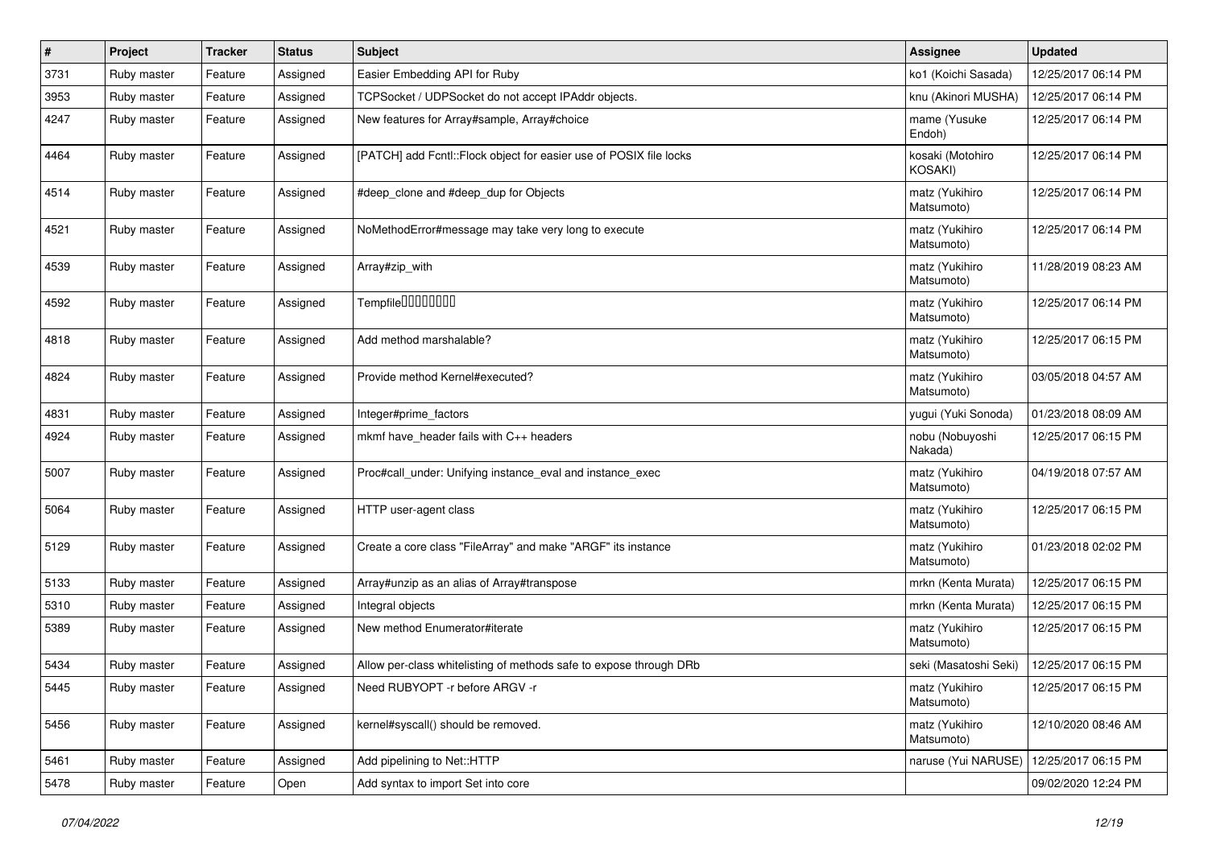| # | Project | Tracker | Status | Subject | Assignee | Updated |
|---|---|---|---|---|---|---|
| 3731 | Ruby master | Feature | Assigned | Easier Embedding API for Ruby | ko1 (Koichi Sasada) | 12/25/2017 06:14 PM |
| 3953 | Ruby master | Feature | Assigned | TCPSocket / UDPSocket do not accept IPAddr objects. | knu (Akinori MUSHA) | 12/25/2017 06:14 PM |
| 4247 | Ruby master | Feature | Assigned | New features for Array#sample, Array#choice | mame (Yusuke Endoh) | 12/25/2017 06:14 PM |
| 4464 | Ruby master | Feature | Assigned | [PATCH] add Fcntl::Flock object for easier use of POSIX file locks | kosaki (Motohiro KOSAKI) | 12/25/2017 06:14 PM |
| 4514 | Ruby master | Feature | Assigned | #deep_clone and #deep_dup for Objects | matz (Yukihiro Matsumoto) | 12/25/2017 06:14 PM |
| 4521 | Ruby master | Feature | Assigned | NoMethodError#message may take very long to execute | matz (Yukihiro Matsumoto) | 12/25/2017 06:14 PM |
| 4539 | Ruby master | Feature | Assigned | Array#zip_with | matz (Yukihiro Matsumoto) | 11/28/2019 08:23 AM |
| 4592 | Ruby master | Feature | Assigned | Tempfile□□□□□□□□ | matz (Yukihiro Matsumoto) | 12/25/2017 06:14 PM |
| 4818 | Ruby master | Feature | Assigned | Add method marshalable? | matz (Yukihiro Matsumoto) | 12/25/2017 06:15 PM |
| 4824 | Ruby master | Feature | Assigned | Provide method Kernel#executed? | matz (Yukihiro Matsumoto) | 03/05/2018 04:57 AM |
| 4831 | Ruby master | Feature | Assigned | Integer#prime_factors | yugui (Yuki Sonoda) | 01/23/2018 08:09 AM |
| 4924 | Ruby master | Feature | Assigned | mkmf have_header fails with C++ headers | nobu (Nobuyoshi Nakada) | 12/25/2017 06:15 PM |
| 5007 | Ruby master | Feature | Assigned | Proc#call_under: Unifying instance_eval and instance_exec | matz (Yukihiro Matsumoto) | 04/19/2018 07:57 AM |
| 5064 | Ruby master | Feature | Assigned | HTTP user-agent class | matz (Yukihiro Matsumoto) | 12/25/2017 06:15 PM |
| 5129 | Ruby master | Feature | Assigned | Create a core class "FileArray" and make "ARGF" its instance | matz (Yukihiro Matsumoto) | 01/23/2018 02:02 PM |
| 5133 | Ruby master | Feature | Assigned | Array#unzip as an alias of Array#transpose | mrkn (Kenta Murata) | 12/25/2017 06:15 PM |
| 5310 | Ruby master | Feature | Assigned | Integral objects | mrkn (Kenta Murata) | 12/25/2017 06:15 PM |
| 5389 | Ruby master | Feature | Assigned | New method Enumerator#iterate | matz (Yukihiro Matsumoto) | 12/25/2017 06:15 PM |
| 5434 | Ruby master | Feature | Assigned | Allow per-class whitelisting of methods safe to expose through DRb | seki (Masatoshi Seki) | 12/25/2017 06:15 PM |
| 5445 | Ruby master | Feature | Assigned | Need RUBYOPT -r before ARGV -r | matz (Yukihiro Matsumoto) | 12/25/2017 06:15 PM |
| 5456 | Ruby master | Feature | Assigned | kernel#syscall() should be removed. | matz (Yukihiro Matsumoto) | 12/10/2020 08:46 AM |
| 5461 | Ruby master | Feature | Assigned | Add pipelining to Net::HTTP | naruse (Yui NARUSE) | 12/25/2017 06:15 PM |
| 5478 | Ruby master | Feature | Open | Add syntax to import Set into core | | 09/02/2020 12:24 PM |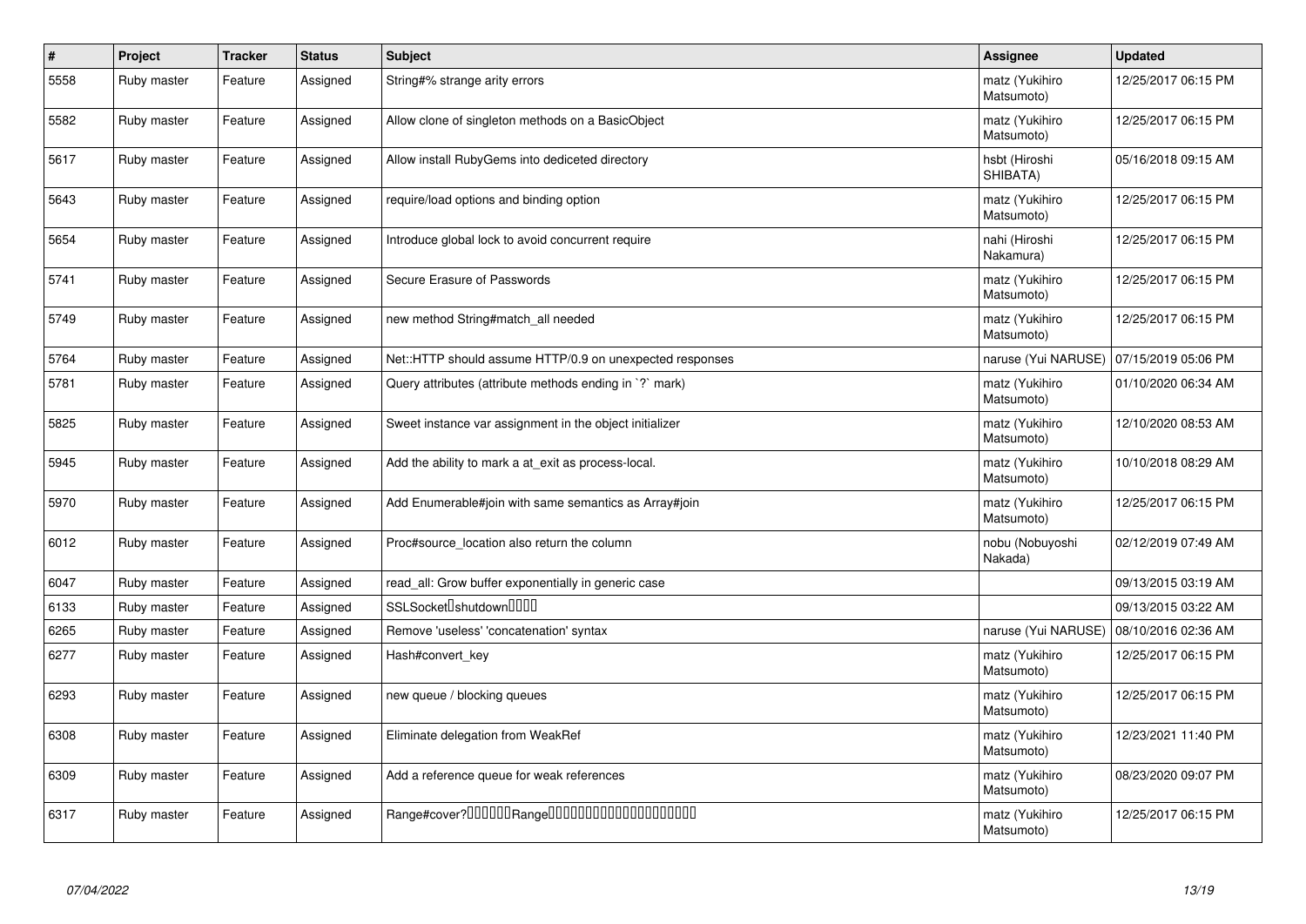| # | Project | Tracker | Status | Subject | Assignee | Updated |
| --- | --- | --- | --- | --- | --- | --- |
| 5558 | Ruby master | Feature | Assigned | String#% strange arity errors | matz (Yukihiro Matsumoto) | 12/25/2017 06:15 PM |
| 5582 | Ruby master | Feature | Assigned | Allow clone of singleton methods on a BasicObject | matz (Yukihiro Matsumoto) | 12/25/2017 06:15 PM |
| 5617 | Ruby master | Feature | Assigned | Allow install RubyGems into dediceted directory | hsbt (Hiroshi SHIBATA) | 05/16/2018 09:15 AM |
| 5643 | Ruby master | Feature | Assigned | require/load options and binding option | matz (Yukihiro Matsumoto) | 12/25/2017 06:15 PM |
| 5654 | Ruby master | Feature | Assigned | Introduce global lock to avoid concurrent require | nahi (Hiroshi Nakamura) | 12/25/2017 06:15 PM |
| 5741 | Ruby master | Feature | Assigned | Secure Erasure of Passwords | matz (Yukihiro Matsumoto) | 12/25/2017 06:15 PM |
| 5749 | Ruby master | Feature | Assigned | new method String#match_all needed | matz (Yukihiro Matsumoto) | 12/25/2017 06:15 PM |
| 5764 | Ruby master | Feature | Assigned | Net::HTTP should assume HTTP/0.9 on unexpected responses | naruse (Yui NARUSE) | 07/15/2019 05:06 PM |
| 5781 | Ruby master | Feature | Assigned | Query attributes (attribute methods ending in `?` mark) | matz (Yukihiro Matsumoto) | 01/10/2020 06:34 AM |
| 5825 | Ruby master | Feature | Assigned | Sweet instance var assignment in the object initializer | matz (Yukihiro Matsumoto) | 12/10/2020 08:53 AM |
| 5945 | Ruby master | Feature | Assigned | Add the ability to mark a at_exit as process-local. | matz (Yukihiro Matsumoto) | 10/10/2018 08:29 AM |
| 5970 | Ruby master | Feature | Assigned | Add Enumerable#join with same semantics as Array#join | matz (Yukihiro Matsumoto) | 12/25/2017 06:15 PM |
| 6012 | Ruby master | Feature | Assigned | Proc#source_location also return the column | nobu (Nobuyoshi Nakada) | 02/12/2019 07:49 AM |
| 6047 | Ruby master | Feature | Assigned | read_all: Grow buffer exponentially in generic case | | 09/13/2015 03:19 AM |
| 6133 | Ruby master | Feature | Assigned | SSLSocket�shutdown���� | | 09/13/2015 03:22 AM |
| 6265 | Ruby master | Feature | Assigned | Remove 'useless' 'concatenation' syntax | naruse (Yui NARUSE) | 08/10/2016 02:36 AM |
| 6277 | Ruby master | Feature | Assigned | Hash#convert_key | matz (Yukihiro Matsumoto) | 12/25/2017 06:15 PM |
| 6293 | Ruby master | Feature | Assigned | new queue / blocking queues | matz (Yukihiro Matsumoto) | 12/25/2017 06:15 PM |
| 6308 | Ruby master | Feature | Assigned | Eliminate delegation from WeakRef | matz (Yukihiro Matsumoto) | 12/23/2021 11:40 PM |
| 6309 | Ruby master | Feature | Assigned | Add a reference queue for weak references | matz (Yukihiro Matsumoto) | 08/23/2020 09:07 PM |
| 6317 | Ruby master | Feature | Assigned | Range#cover?������Range�������������������� | matz (Yukihiro Matsumoto) | 12/25/2017 06:15 PM |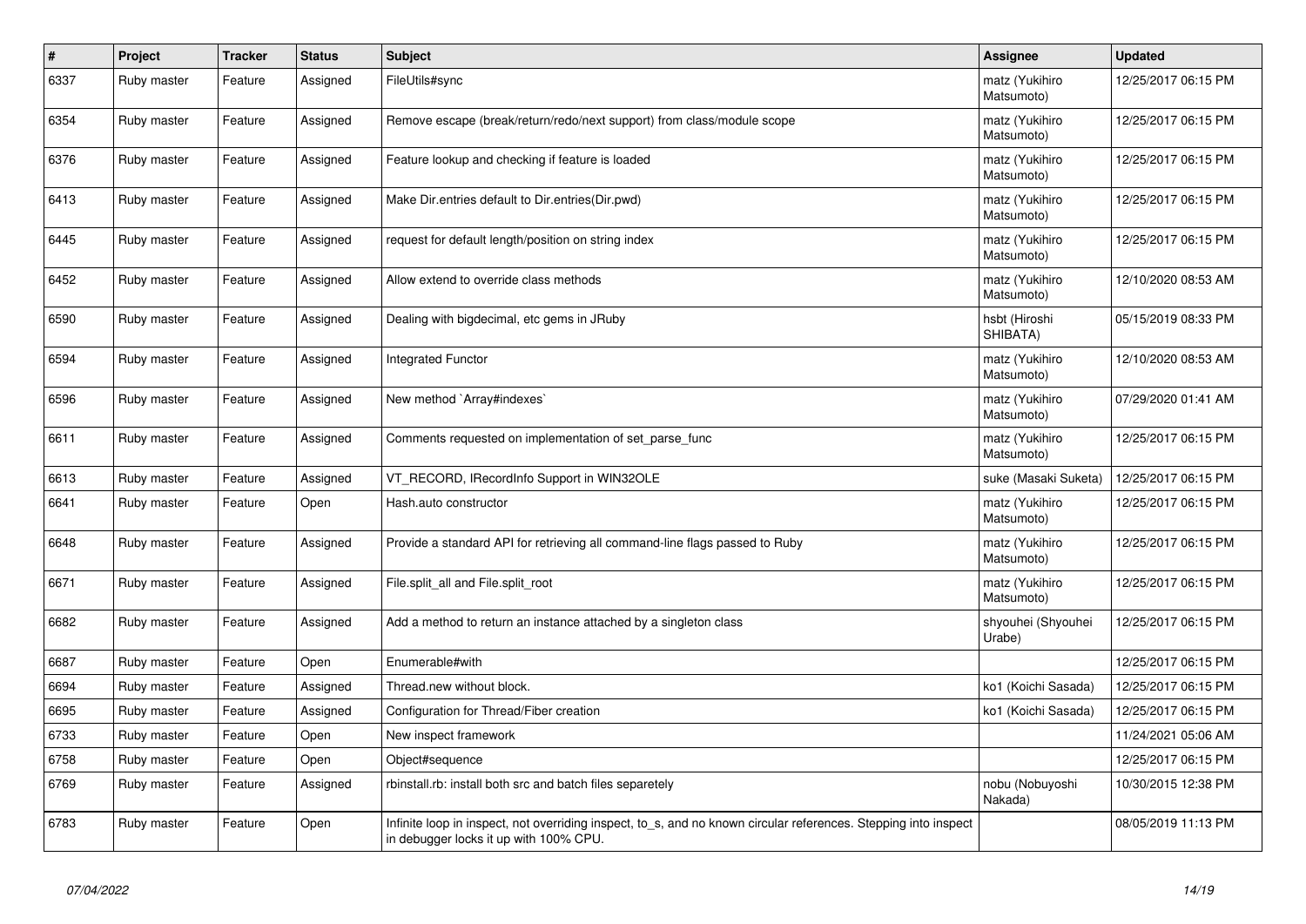| # | Project | Tracker | Status | Subject | Assignee | Updated |
|---|---|---|---|---|---|---|
| 6337 | Ruby master | Feature | Assigned | FileUtils#sync | matz (Yukihiro Matsumoto) | 12/25/2017 06:15 PM |
| 6354 | Ruby master | Feature | Assigned | Remove escape (break/return/redo/next support) from class/module scope | matz (Yukihiro Matsumoto) | 12/25/2017 06:15 PM |
| 6376 | Ruby master | Feature | Assigned | Feature lookup and checking if feature is loaded | matz (Yukihiro Matsumoto) | 12/25/2017 06:15 PM |
| 6413 | Ruby master | Feature | Assigned | Make Dir.entries default to Dir.entries(Dir.pwd) | matz (Yukihiro Matsumoto) | 12/25/2017 06:15 PM |
| 6445 | Ruby master | Feature | Assigned | request for default length/position on string index | matz (Yukihiro Matsumoto) | 12/25/2017 06:15 PM |
| 6452 | Ruby master | Feature | Assigned | Allow extend to override class methods | matz (Yukihiro Matsumoto) | 12/10/2020 08:53 AM |
| 6590 | Ruby master | Feature | Assigned | Dealing with bigdecimal, etc gems in JRuby | hsbt (Hiroshi SHIBATA) | 05/15/2019 08:33 PM |
| 6594 | Ruby master | Feature | Assigned | Integrated Functor | matz (Yukihiro Matsumoto) | 12/10/2020 08:53 AM |
| 6596 | Ruby master | Feature | Assigned | New method `Array#indexes` | matz (Yukihiro Matsumoto) | 07/29/2020 01:41 AM |
| 6611 | Ruby master | Feature | Assigned | Comments requested on implementation of set_parse_func | matz (Yukihiro Matsumoto) | 12/25/2017 06:15 PM |
| 6613 | Ruby master | Feature | Assigned | VT_RECORD, IRecordInfo Support in WIN32OLE | suke (Masaki Suketa) | 12/25/2017 06:15 PM |
| 6641 | Ruby master | Feature | Open | Hash.auto constructor | matz (Yukihiro Matsumoto) | 12/25/2017 06:15 PM |
| 6648 | Ruby master | Feature | Assigned | Provide a standard API for retrieving all command-line flags passed to Ruby | matz (Yukihiro Matsumoto) | 12/25/2017 06:15 PM |
| 6671 | Ruby master | Feature | Assigned | File.split_all and File.split_root | matz (Yukihiro Matsumoto) | 12/25/2017 06:15 PM |
| 6682 | Ruby master | Feature | Assigned | Add a method to return an instance attached by a singleton class | shyouhei (Shyouhei Urabe) | 12/25/2017 06:15 PM |
| 6687 | Ruby master | Feature | Open | Enumerable#with | | 12/25/2017 06:15 PM |
| 6694 | Ruby master | Feature | Assigned | Thread.new without block. | ko1 (Koichi Sasada) | 12/25/2017 06:15 PM |
| 6695 | Ruby master | Feature | Assigned | Configuration for Thread/Fiber creation | ko1 (Koichi Sasada) | 12/25/2017 06:15 PM |
| 6733 | Ruby master | Feature | Open | New inspect framework | | 11/24/2021 05:06 AM |
| 6758 | Ruby master | Feature | Open | Object#sequence | | 12/25/2017 06:15 PM |
| 6769 | Ruby master | Feature | Assigned | rbinstall.rb: install both src and batch files separetely | nobu (Nobuyoshi Nakada) | 10/30/2015 12:38 PM |
| 6783 | Ruby master | Feature | Open | Infinite loop in inspect, not overriding inspect, to_s, and no known circular references. Stepping into inspect in debugger locks it up with 100% CPU. | | 08/05/2019 11:13 PM |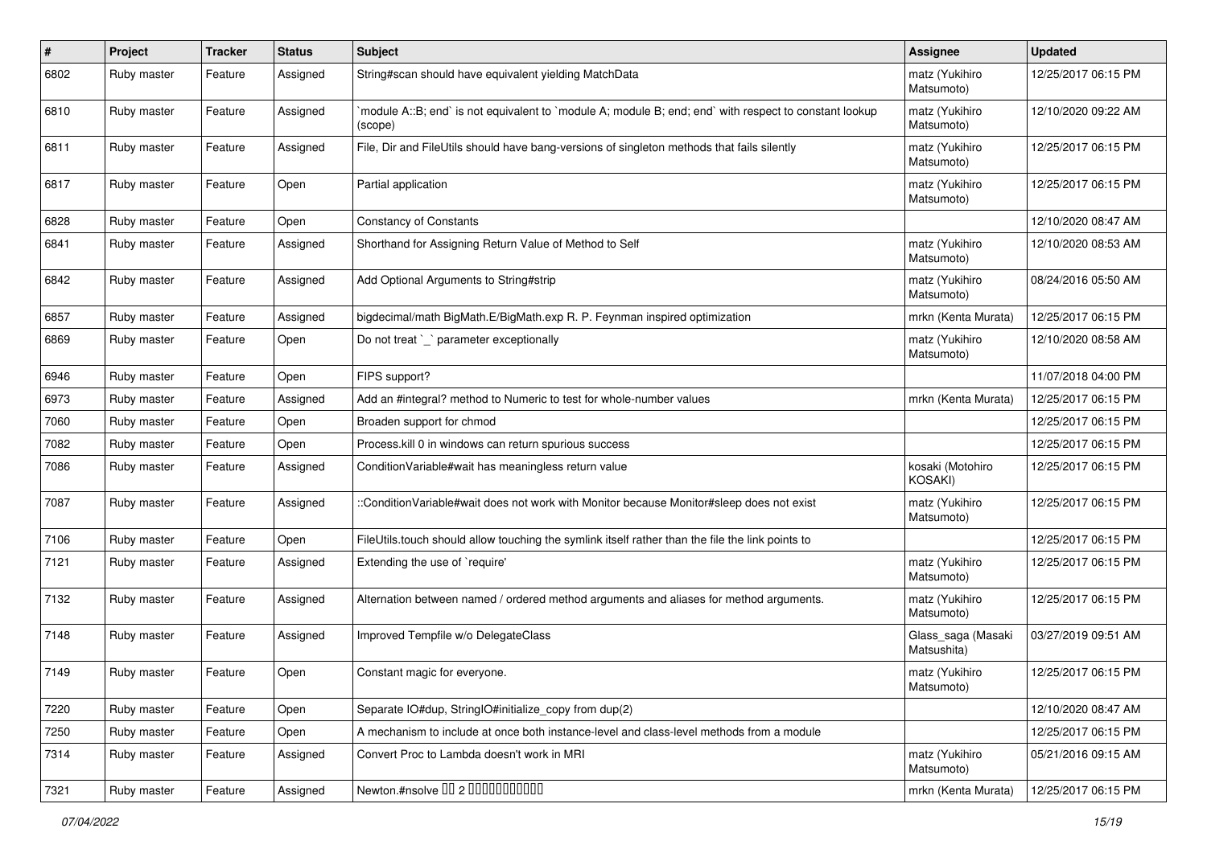| # | Project | Tracker | Status | Subject | Assignee | Updated |
|---|---|---|---|---|---|---|
| 6802 | Ruby master | Feature | Assigned | String#scan should have equivalent yielding MatchData | matz (Yukihiro Matsumoto) | 12/25/2017 06:15 PM |
| 6810 | Ruby master | Feature | Assigned | `module A::B; end` is not equivalent to `module A; module B; end; end` with respect to constant lookup (scope) | matz (Yukihiro Matsumoto) | 12/10/2020 09:22 AM |
| 6811 | Ruby master | Feature | Assigned | File, Dir and FileUtils should have bang-versions of singleton methods that fails silently | matz (Yukihiro Matsumoto) | 12/25/2017 06:15 PM |
| 6817 | Ruby master | Feature | Open | Partial application | matz (Yukihiro Matsumoto) | 12/25/2017 06:15 PM |
| 6828 | Ruby master | Feature | Open | Constancy of Constants | | 12/10/2020 08:47 AM |
| 6841 | Ruby master | Feature | Assigned | Shorthand for Assigning Return Value of Method to Self | matz (Yukihiro Matsumoto) | 12/10/2020 08:53 AM |
| 6842 | Ruby master | Feature | Assigned | Add Optional Arguments to String#strip | matz (Yukihiro Matsumoto) | 08/24/2016 05:50 AM |
| 6857 | Ruby master | Feature | Assigned | bigdecimal/math BigMath.E/BigMath.exp R. P. Feynman inspired optimization | mrkn (Kenta Murata) | 12/25/2017 06:15 PM |
| 6869 | Ruby master | Feature | Open | Do not treat `_` parameter exceptionally | matz (Yukihiro Matsumoto) | 12/10/2020 08:58 AM |
| 6946 | Ruby master | Feature | Open | FIPS support? | | 11/07/2018 04:00 PM |
| 6973 | Ruby master | Feature | Assigned | Add an #integral? method to Numeric to test for whole-number values | mrkn (Kenta Murata) | 12/25/2017 06:15 PM |
| 7060 | Ruby master | Feature | Open | Broaden support for chmod | | 12/25/2017 06:15 PM |
| 7082 | Ruby master | Feature | Open | Process.kill 0 in windows can return spurious success | | 12/25/2017 06:15 PM |
| 7086 | Ruby master | Feature | Assigned | ConditionVariable#wait has meaningless return value | kosaki (Motohiro KOSAKI) | 12/25/2017 06:15 PM |
| 7087 | Ruby master | Feature | Assigned | ::ConditionVariable#wait does not work with Monitor because Monitor#sleep does not exist | matz (Yukihiro Matsumoto) | 12/25/2017 06:15 PM |
| 7106 | Ruby master | Feature | Open | FileUtils.touch should allow touching the symlink itself rather than the file the link points to | | 12/25/2017 06:15 PM |
| 7121 | Ruby master | Feature | Assigned | Extending the use of `require' | matz (Yukihiro Matsumoto) | 12/25/2017 06:15 PM |
| 7132 | Ruby master | Feature | Assigned | Alternation between named / ordered method arguments and aliases for method arguments. | matz (Yukihiro Matsumoto) | 12/25/2017 06:15 PM |
| 7148 | Ruby master | Feature | Assigned | Improved Tempfile w/o DelegateClass | Glass_saga (Masaki Matsushita) | 03/27/2019 09:51 AM |
| 7149 | Ruby master | Feature | Open | Constant magic for everyone. | matz (Yukihiro Matsumoto) | 12/25/2017 06:15 PM |
| 7220 | Ruby master | Feature | Open | Separate IO#dup, StringIO#initialize_copy from dup(2) | | 12/10/2020 08:47 AM |
| 7250 | Ruby master | Feature | Open | A mechanism to include at once both instance-level and class-level methods from a module | | 12/25/2017 06:15 PM |
| 7314 | Ruby master | Feature | Assigned | Convert Proc to Lambda doesn't work in MRI | matz (Yukihiro Matsumoto) | 05/21/2016 09:15 AM |
| 7321 | Ruby master | Feature | Assigned | Newton.#nsolve ?? 2 ?????????? | mrkn (Kenta Murata) | 12/25/2017 06:15 PM |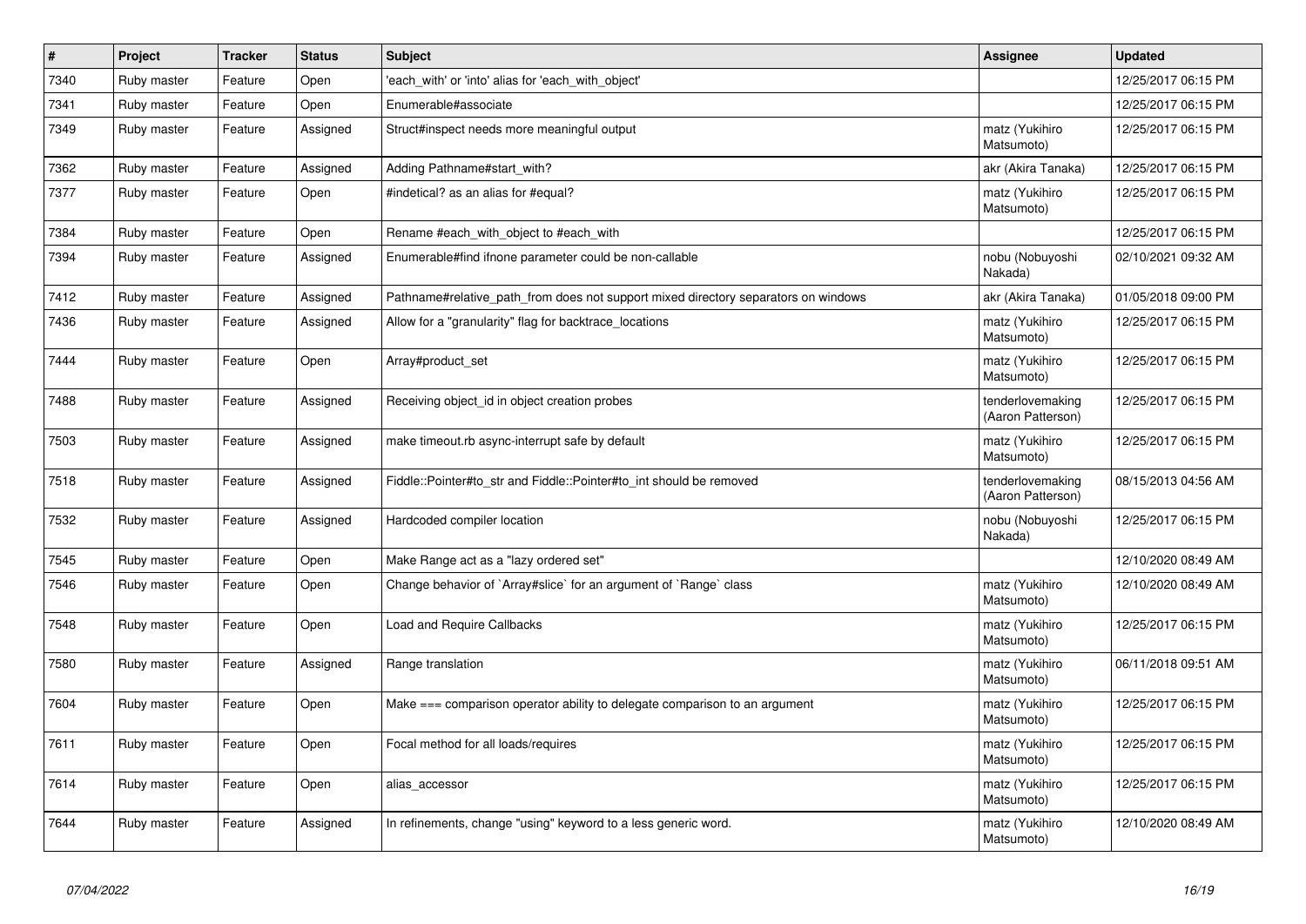| # | Project | Tracker | Status | Subject | Assignee | Updated |
| --- | --- | --- | --- | --- | --- | --- |
| 7340 | Ruby master | Feature | Open | 'each_with' or 'into' alias for 'each_with_object' | | 12/25/2017 06:15 PM |
| 7341 | Ruby master | Feature | Open | Enumerable#associate | | 12/25/2017 06:15 PM |
| 7349 | Ruby master | Feature | Assigned | Struct#inspect needs more meaningful output | matz (Yukihiro Matsumoto) | 12/25/2017 06:15 PM |
| 7362 | Ruby master | Feature | Assigned | Adding Pathname#start_with? | akr (Akira Tanaka) | 12/25/2017 06:15 PM |
| 7377 | Ruby master | Feature | Open | #indetical? as an alias for #equal? | matz (Yukihiro Matsumoto) | 12/25/2017 06:15 PM |
| 7384 | Ruby master | Feature | Open | Rename #each_with_object to #each_with | | 12/25/2017 06:15 PM |
| 7394 | Ruby master | Feature | Assigned | Enumerable#find ifnone parameter could be non-callable | nobu (Nobuyoshi Nakada) | 02/10/2021 09:32 AM |
| 7412 | Ruby master | Feature | Assigned | Pathname#relative_path_from does not support mixed directory separators on windows | akr (Akira Tanaka) | 01/05/2018 09:00 PM |
| 7436 | Ruby master | Feature | Assigned | Allow for a "granularity" flag for backtrace_locations | matz (Yukihiro Matsumoto) | 12/25/2017 06:15 PM |
| 7444 | Ruby master | Feature | Open | Array#product_set | matz (Yukihiro Matsumoto) | 12/25/2017 06:15 PM |
| 7488 | Ruby master | Feature | Assigned | Receiving object_id in object creation probes | tenderlovemaking (Aaron Patterson) | 12/25/2017 06:15 PM |
| 7503 | Ruby master | Feature | Assigned | make timeout.rb async-interrupt safe by default | matz (Yukihiro Matsumoto) | 12/25/2017 06:15 PM |
| 7518 | Ruby master | Feature | Assigned | Fiddle::Pointer#to_str and Fiddle::Pointer#to_int should be removed | tenderlovemaking (Aaron Patterson) | 08/15/2013 04:56 AM |
| 7532 | Ruby master | Feature | Assigned | Hardcoded compiler location | nobu (Nobuyoshi Nakada) | 12/25/2017 06:15 PM |
| 7545 | Ruby master | Feature | Open | Make Range act as a "lazy ordered set" | | 12/10/2020 08:49 AM |
| 7546 | Ruby master | Feature | Open | Change behavior of `Array#slice` for an argument of `Range` class | matz (Yukihiro Matsumoto) | 12/10/2020 08:49 AM |
| 7548 | Ruby master | Feature | Open | Load and Require Callbacks | matz (Yukihiro Matsumoto) | 12/25/2017 06:15 PM |
| 7580 | Ruby master | Feature | Assigned | Range translation | matz (Yukihiro Matsumoto) | 06/11/2018 09:51 AM |
| 7604 | Ruby master | Feature | Open | Make === comparison operator ability to delegate comparison to an argument | matz (Yukihiro Matsumoto) | 12/25/2017 06:15 PM |
| 7611 | Ruby master | Feature | Open | Focal method for all loads/requires | matz (Yukihiro Matsumoto) | 12/25/2017 06:15 PM |
| 7614 | Ruby master | Feature | Open | alias_accessor | matz (Yukihiro Matsumoto) | 12/25/2017 06:15 PM |
| 7644 | Ruby master | Feature | Assigned | In refinements, change "using" keyword to a less generic word. | matz (Yukihiro Matsumoto) | 12/10/2020 08:49 AM |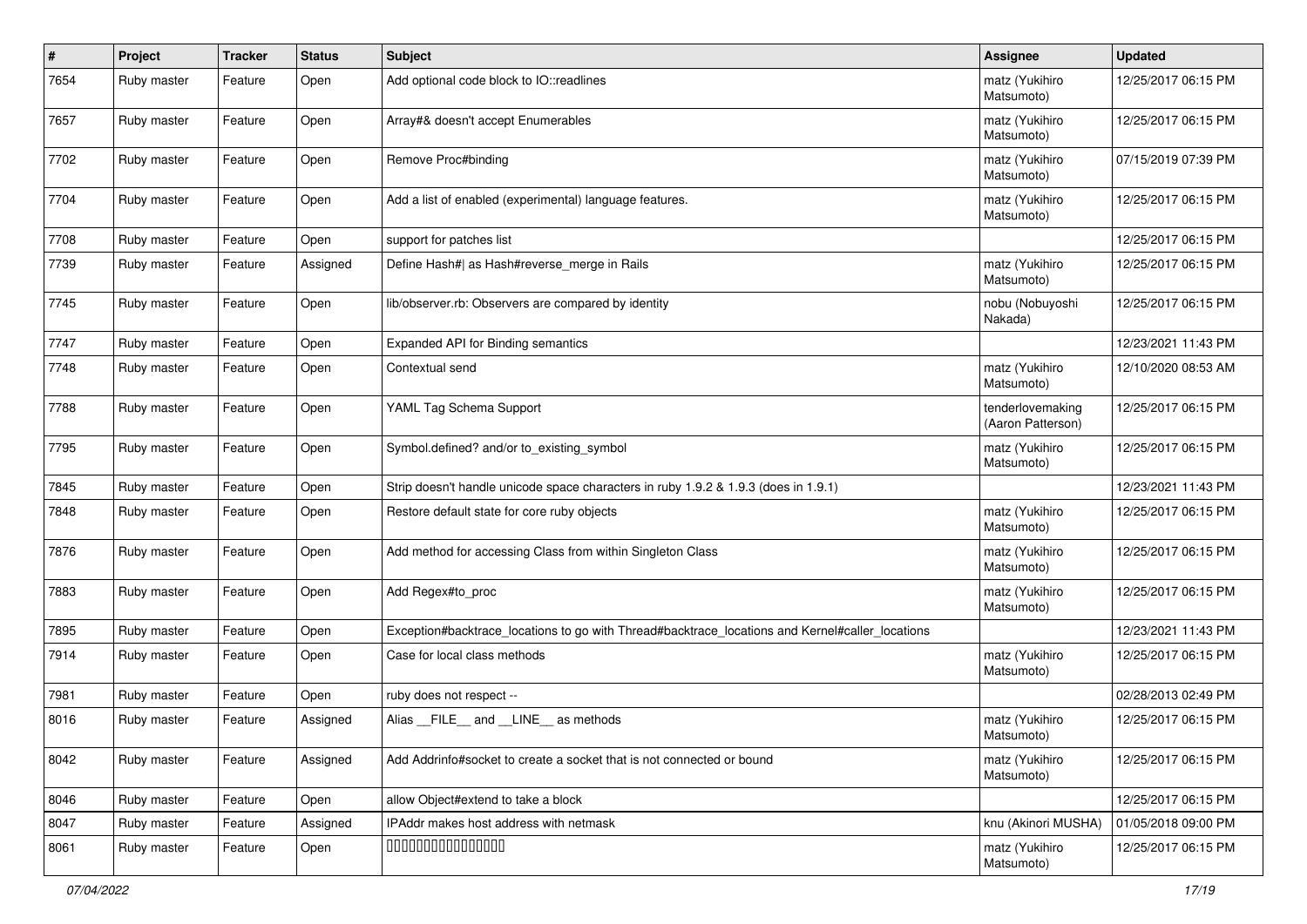| # | Project | Tracker | Status | Subject | Assignee | Updated |
|---|---|---|---|---|---|---|
| 7654 | Ruby master | Feature | Open | Add optional code block to IO::readlines | matz (Yukihiro Matsumoto) | 12/25/2017 06:15 PM |
| 7657 | Ruby master | Feature | Open | Array#& doesn't accept Enumerables | matz (Yukihiro Matsumoto) | 12/25/2017 06:15 PM |
| 7702 | Ruby master | Feature | Open | Remove Proc#binding | matz (Yukihiro Matsumoto) | 07/15/2019 07:39 PM |
| 7704 | Ruby master | Feature | Open | Add a list of enabled (experimental) language features. | matz (Yukihiro Matsumoto) | 12/25/2017 06:15 PM |
| 7708 | Ruby master | Feature | Open | support for patches list | | 12/25/2017 06:15 PM |
| 7739 | Ruby master | Feature | Assigned | Define Hash#\| as Hash#reverse_merge in Rails | matz (Yukihiro Matsumoto) | 12/25/2017 06:15 PM |
| 7745 | Ruby master | Feature | Open | lib/observer.rb: Observers are compared by identity | nobu (Nobuyoshi Nakada) | 12/25/2017 06:15 PM |
| 7747 | Ruby master | Feature | Open | Expanded API for Binding semantics | | 12/23/2021 11:43 PM |
| 7748 | Ruby master | Feature | Open | Contextual send | matz (Yukihiro Matsumoto) | 12/10/2020 08:53 AM |
| 7788 | Ruby master | Feature | Open | YAML Tag Schema Support | tenderlovemaking (Aaron Patterson) | 12/25/2017 06:15 PM |
| 7795 | Ruby master | Feature | Open | Symbol.defined? and/or to_existing_symbol | matz (Yukihiro Matsumoto) | 12/25/2017 06:15 PM |
| 7845 | Ruby master | Feature | Open | Strip doesn't handle unicode space characters in ruby 1.9.2 & 1.9.3 (does in 1.9.1) | | 12/23/2021 11:43 PM |
| 7848 | Ruby master | Feature | Open | Restore default state for core ruby objects | matz (Yukihiro Matsumoto) | 12/25/2017 06:15 PM |
| 7876 | Ruby master | Feature | Open | Add method for accessing Class from within Singleton Class | matz (Yukihiro Matsumoto) | 12/25/2017 06:15 PM |
| 7883 | Ruby master | Feature | Open | Add Regex#to_proc | matz (Yukihiro Matsumoto) | 12/25/2017 06:15 PM |
| 7895 | Ruby master | Feature | Open | Exception#backtrace_locations to go with Thread#backtrace_locations and Kernel#caller_locations | | 12/23/2021 11:43 PM |
| 7914 | Ruby master | Feature | Open | Case for local class methods | matz (Yukihiro Matsumoto) | 12/25/2017 06:15 PM |
| 7981 | Ruby master | Feature | Open | ruby does not respect -- | | 02/28/2013 02:49 PM |
| 8016 | Ruby master | Feature | Assigned | Alias __FILE__ and __LINE__ as methods | matz (Yukihiro Matsumoto) | 12/25/2017 06:15 PM |
| 8042 | Ruby master | Feature | Assigned | Add Addrinfo#socket to create a socket that is not connected or bound | matz (Yukihiro Matsumoto) | 12/25/2017 06:15 PM |
| 8046 | Ruby master | Feature | Open | allow Object#extend to take a block | | 12/25/2017 06:15 PM |
| 8047 | Ruby master | Feature | Assigned | IPAddr makes host address with netmask | knu (Akinori MUSHA) | 01/05/2018 09:00 PM |
| 8061 | Ruby master | Feature | Open | 0000000000000000 | matz (Yukihiro Matsumoto) | 12/25/2017 06:15 PM |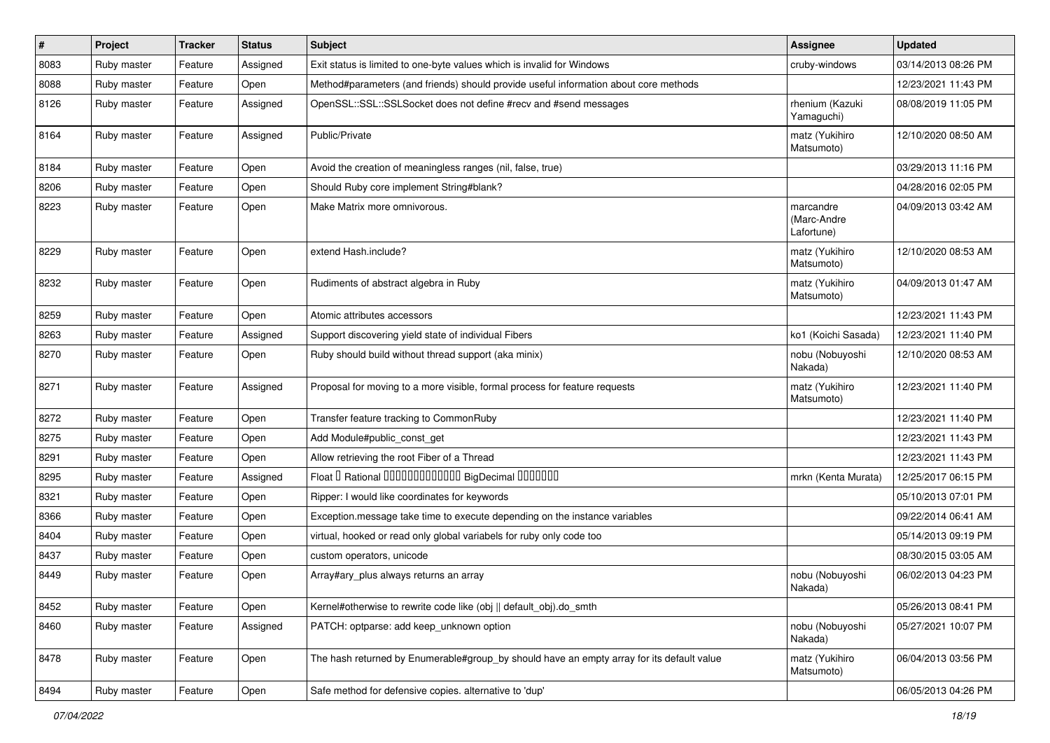| # | Project | Tracker | Status | Subject | Assignee | Updated |
|---|---|---|---|---|---|---|
| 8083 | Ruby master | Feature | Assigned | Exit status is limited to one-byte values which is invalid for Windows | cruby-windows | 03/14/2013 08:26 PM |
| 8088 | Ruby master | Feature | Open | Method#parameters (and friends) should provide useful information about core methods | | 12/23/2021 11:43 PM |
| 8126 | Ruby master | Feature | Assigned | OpenSSL::SSL::SSLSocket does not define #recv and #send messages | rhenium (Kazuki Yamaguchi) | 08/08/2019 11:05 PM |
| 8164 | Ruby master | Feature | Assigned | Public/Private | matz (Yukihiro Matsumoto) | 12/10/2020 08:50 AM |
| 8184 | Ruby master | Feature | Open | Avoid the creation of meaningless ranges (nil, false, true) | | 03/29/2013 11:16 PM |
| 8206 | Ruby master | Feature | Open | Should Ruby core implement String#blank? | | 04/28/2016 02:05 PM |
| 8223 | Ruby master | Feature | Open | Make Matrix more omnivorous. | marcandre (Marc-Andre Lafortune) | 04/09/2013 03:42 AM |
| 8229 | Ruby master | Feature | Open | extend Hash.include? | matz (Yukihiro Matsumoto) | 12/10/2020 08:53 AM |
| 8232 | Ruby master | Feature | Open | Rudiments of abstract algebra in Ruby | matz (Yukihiro Matsumoto) | 04/09/2013 01:47 AM |
| 8259 | Ruby master | Feature | Open | Atomic attributes accessors | | 12/23/2021 11:43 PM |
| 8263 | Ruby master | Feature | Assigned | Support discovering yield state of individual Fibers | ko1 (Koichi Sasada) | 12/23/2021 11:40 PM |
| 8270 | Ruby master | Feature | Open | Ruby should build without thread support (aka minix) | nobu (Nobuyoshi Nakada) | 12/10/2020 08:53 AM |
| 8271 | Ruby master | Feature | Assigned | Proposal for moving to a more visible, formal process for feature requests | matz (Yukihiro Matsumoto) | 12/23/2021 11:40 PM |
| 8272 | Ruby master | Feature | Open | Transfer feature tracking to CommonRuby | | 12/23/2021 11:40 PM |
| 8275 | Ruby master | Feature | Open | Add Module#public_const_get | | 12/23/2021 11:43 PM |
| 8291 | Ruby master | Feature | Open | Allow retrieving the root Fiber of a Thread | | 12/23/2021 11:43 PM |
| 8295 | Ruby master | Feature | Assigned | Float Ⅱ Rational ⅡⅡⅡⅡⅡⅡⅡⅡⅡⅡⅡⅡⅡ BigDecimal ⅡⅡⅡⅡⅡⅡⅡ | mrkn (Kenta Murata) | 12/25/2017 06:15 PM |
| 8321 | Ruby master | Feature | Open | Ripper: I would like coordinates for keywords | | 05/10/2013 07:01 PM |
| 8366 | Ruby master | Feature | Open | Exception.message take time to execute depending on the instance variables | | 09/22/2014 06:41 AM |
| 8404 | Ruby master | Feature | Open | virtual, hooked or read only global variabels for ruby only code too | | 05/14/2013 09:19 PM |
| 8437 | Ruby master | Feature | Open | custom operators, unicode | | 08/30/2015 03:05 AM |
| 8449 | Ruby master | Feature | Open | Array#ary_plus always returns an array | nobu (Nobuyoshi Nakada) | 06/02/2013 04:23 PM |
| 8452 | Ruby master | Feature | Open | Kernel#otherwise to rewrite code like (obj \|\| default_obj).do_smth | | 05/26/2013 08:41 PM |
| 8460 | Ruby master | Feature | Assigned | PATCH: optparse: add keep_unknown option | nobu (Nobuyoshi Nakada) | 05/27/2021 10:07 PM |
| 8478 | Ruby master | Feature | Open | The hash returned by Enumerable#group_by should have an empty array for its default value | matz (Yukihiro Matsumoto) | 06/04/2013 03:56 PM |
| 8494 | Ruby master | Feature | Open | Safe method for defensive copies. alternative to 'dup' | | 06/05/2013 04:26 PM |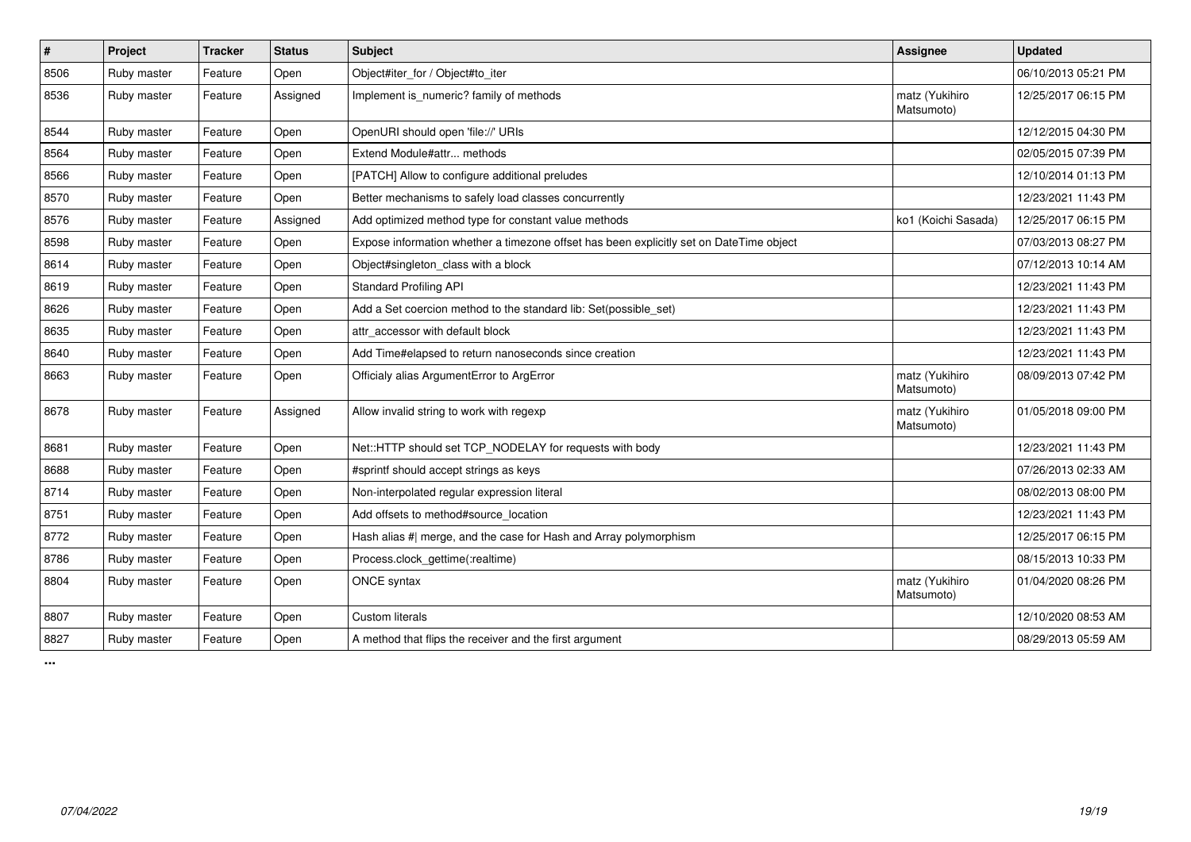| # | Project | Tracker | Status | Subject | Assignee | Updated |
|---|---|---|---|---|---|---|
| 8506 | Ruby master | Feature | Open | Object#iter_for / Object#to_iter | | 06/10/2013 05:21 PM |
| 8536 | Ruby master | Feature | Assigned | Implement is_numeric? family of methods | matz (Yukihiro Matsumoto) | 12/25/2017 06:15 PM |
| 8544 | Ruby master | Feature | Open | OpenURI should open 'file://' URIs | | 12/12/2015 04:30 PM |
| 8564 | Ruby master | Feature | Open | Extend Module#attr... methods | | 02/05/2015 07:39 PM |
| 8566 | Ruby master | Feature | Open | [PATCH] Allow to configure additional preludes | | 12/10/2014 01:13 PM |
| 8570 | Ruby master | Feature | Open | Better mechanisms to safely load classes concurrently | | 12/23/2021 11:43 PM |
| 8576 | Ruby master | Feature | Assigned | Add optimized method type for constant value methods | ko1 (Koichi Sasada) | 12/25/2017 06:15 PM |
| 8598 | Ruby master | Feature | Open | Expose information whether a timezone offset has been explicitly set on DateTime object | | 07/03/2013 08:27 PM |
| 8614 | Ruby master | Feature | Open | Object#singleton_class with a block | | 07/12/2013 10:14 AM |
| 8619 | Ruby master | Feature | Open | Standard Profiling API | | 12/23/2021 11:43 PM |
| 8626 | Ruby master | Feature | Open | Add a Set coercion method to the standard lib: Set(possible_set) | | 12/23/2021 11:43 PM |
| 8635 | Ruby master | Feature | Open | attr_accessor with default block | | 12/23/2021 11:43 PM |
| 8640 | Ruby master | Feature | Open | Add Time#elapsed to return nanoseconds since creation | | 12/23/2021 11:43 PM |
| 8663 | Ruby master | Feature | Open | Officialy alias ArgumentError to ArgError | matz (Yukihiro Matsumoto) | 08/09/2013 07:42 PM |
| 8678 | Ruby master | Feature | Assigned | Allow invalid string to work with regexp | matz (Yukihiro Matsumoto) | 01/05/2018 09:00 PM |
| 8681 | Ruby master | Feature | Open | Net::HTTP should set TCP_NODELAY for requests with body | | 12/23/2021 11:43 PM |
| 8688 | Ruby master | Feature | Open | #sprintf should accept strings as keys | | 07/26/2013 02:33 AM |
| 8714 | Ruby master | Feature | Open | Non-interpolated regular expression literal | | 08/02/2013 08:00 PM |
| 8751 | Ruby master | Feature | Open | Add offsets to method#source_location | | 12/23/2021 11:43 PM |
| 8772 | Ruby master | Feature | Open | Hash alias #\| merge, and the case for Hash and Array polymorphism | | 12/25/2017 06:15 PM |
| 8786 | Ruby master | Feature | Open | Process.clock_gettime(:realtime) | | 08/15/2013 10:33 PM |
| 8804 | Ruby master | Feature | Open | ONCE syntax | matz (Yukihiro Matsumoto) | 01/04/2020 08:26 PM |
| 8807 | Ruby master | Feature | Open | Custom literals | | 12/10/2020 08:53 AM |
| 8827 | Ruby master | Feature | Open | A method that flips the receiver and the first argument | | 08/29/2013 05:59 AM |

...